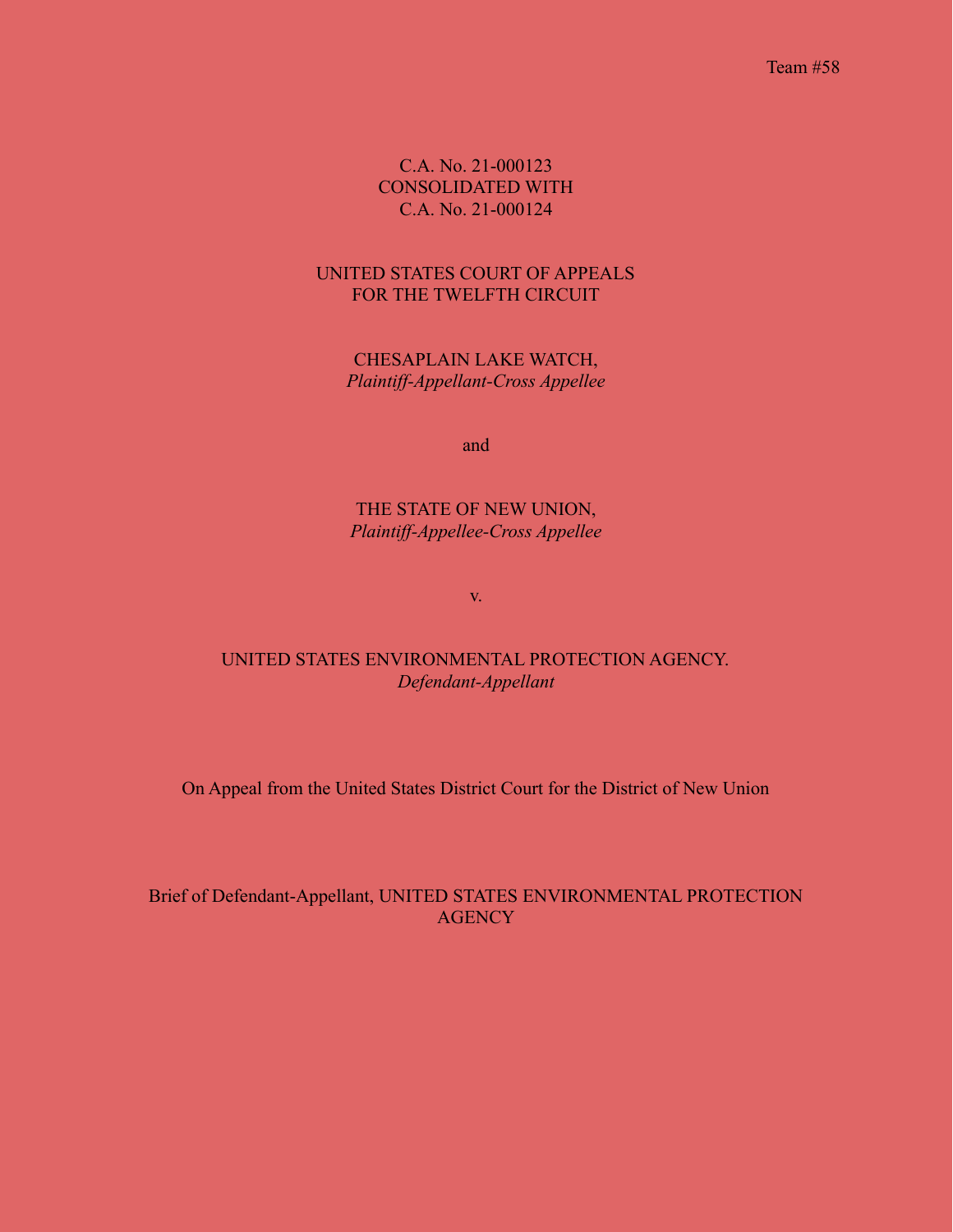Team #58

C.A. No. 21-000123
CONSOLIDATED WITH
C.A. No. 21-000124

UNITED STATES COURT OF APPEALS
FOR THE TWELFTH CIRCUIT

CHESAPLAIN LAKE WATCH,
*Plaintiff-Appellant-Cross Appellee*

and

THE STATE OF NEW UNION,
*Plaintiff-Appellee-Cross Appellee*

v.

UNITED STATES ENVIRONMENTAL PROTECTION AGENCY.
*Defendant-Appellant*

On Appeal from the United States District Court for the District of New Union

Brief of Defendant-Appellant, UNITED STATES ENVIRONMENTAL PROTECTION AGENCY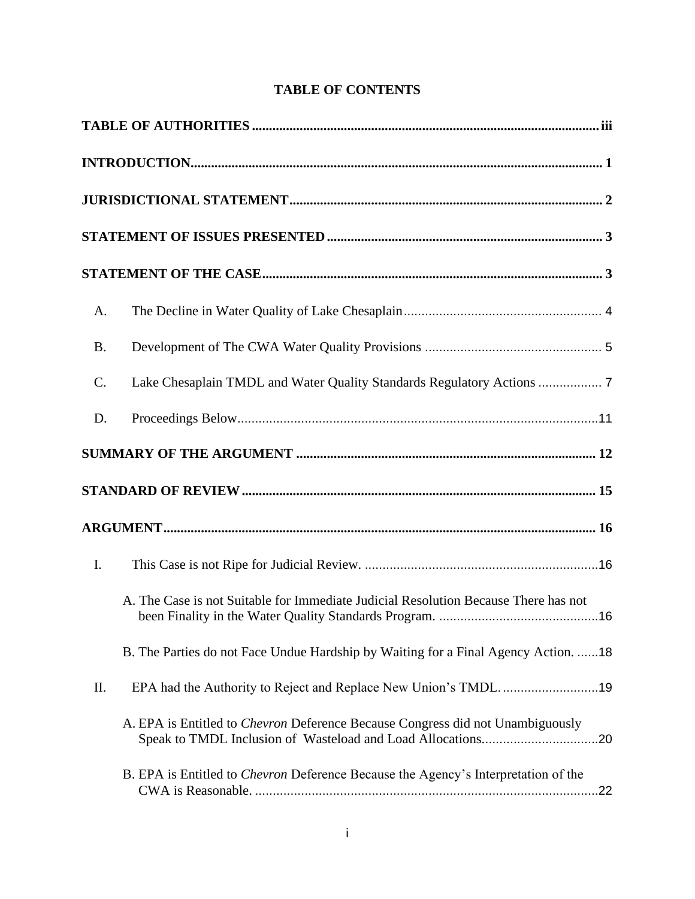**TABLE OF CONTENTS**

**TABLE OF AUTHORITIES** ..................................................................................................... iii

**INTRODUCTION** .......................................................................................................... 1

**JURISDICTIONAL STATEMENT** ................................................................................. 2

**STATEMENT OF ISSUES PRESENTED** ......................................................................... 3

**STATEMENT OF THE CASE** .......................................................................................... 3

A. The Decline in Water Quality of Lake Chesaplain ........................................................ 4

B. Development of The CWA Water Quality Provisions .................................................. 5

C. Lake Chesaplain TMDL and Water Quality Standards Regulatory Actions .................. 7

D. Proceedings Below ......................................................................................................11

**SUMMARY OF THE ARGUMENT** ................................................................................ 12

**STANDARD OF REVIEW** ............................................................................................. 15

**ARGUMENT** .................................................................................................................. 16

I. This Case is not Ripe for Judicial Review. ..................................................................16

A. The Case is not Suitable for Immediate Judicial Resolution Because There has not been Finality in the Water Quality Standards Program. .............................................16

B. The Parties do not Face Undue Hardship by Waiting for a Final Agency Action. ......18

II. EPA had the Authority to Reject and Replace New Union's TMDL. ...........................19

A. EPA is Entitled to *Chevron* Deference Because Congress did not Unambiguously Speak to TMDL Inclusion of Wasteload and Load Allocations.................................20

B. EPA is Entitled to *Chevron* Deference Because the Agency's Interpretation of the CWA is Reasonable. ..................................................................................................22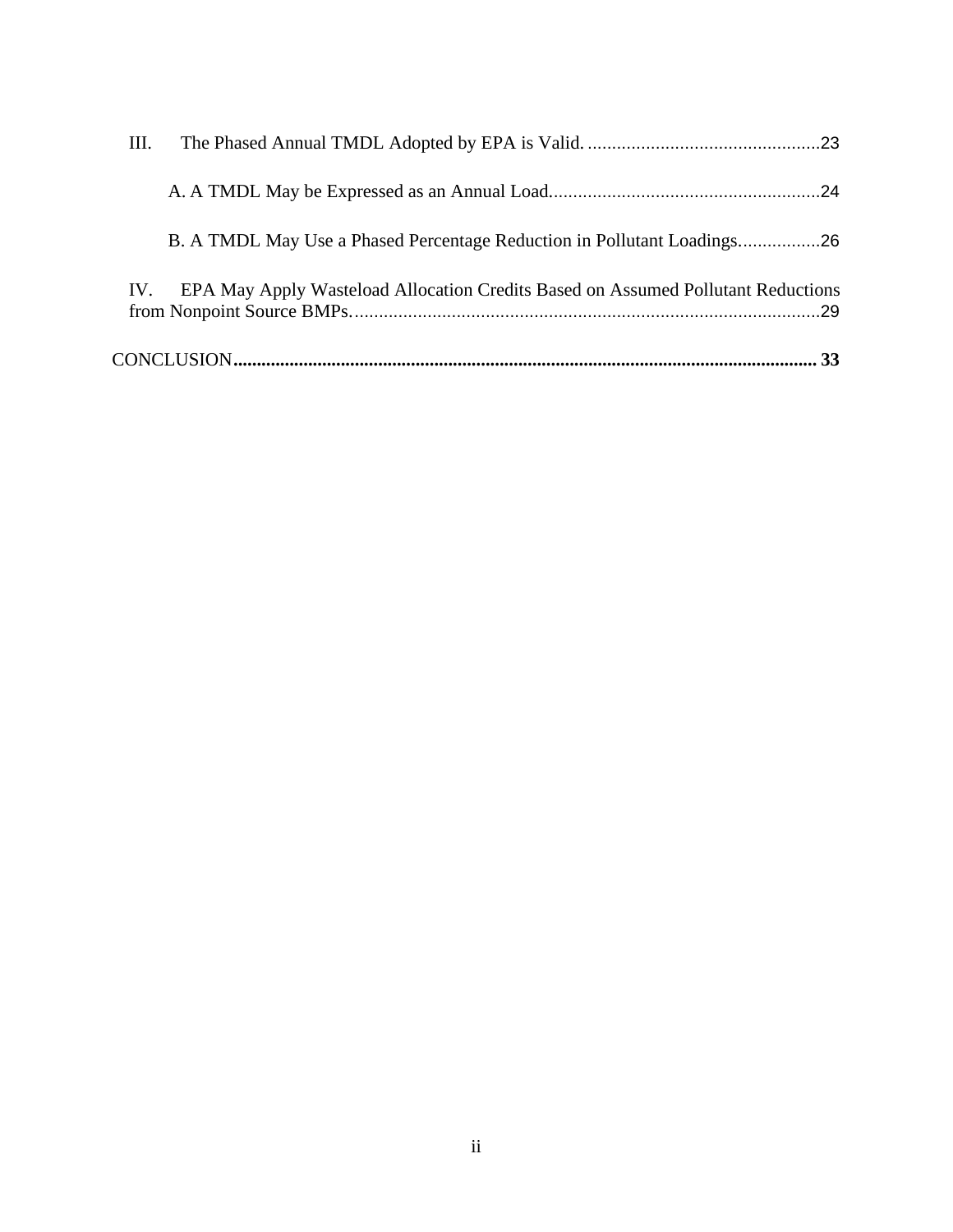III. The Phased Annual TMDL Adopted by EPA is Valid. ................................................23

A. A TMDL May be Expressed as an Annual Load........................................................24

B. A TMDL May Use a Phased Percentage Reduction in Pollutant Loadings.................26

IV. EPA May Apply Wasteload Allocation Credits Based on Assumed Pollutant Reductions from Nonpoint Source BMPs. ................................................................................................29

**CONCLUSION............................................................................................................................ 33**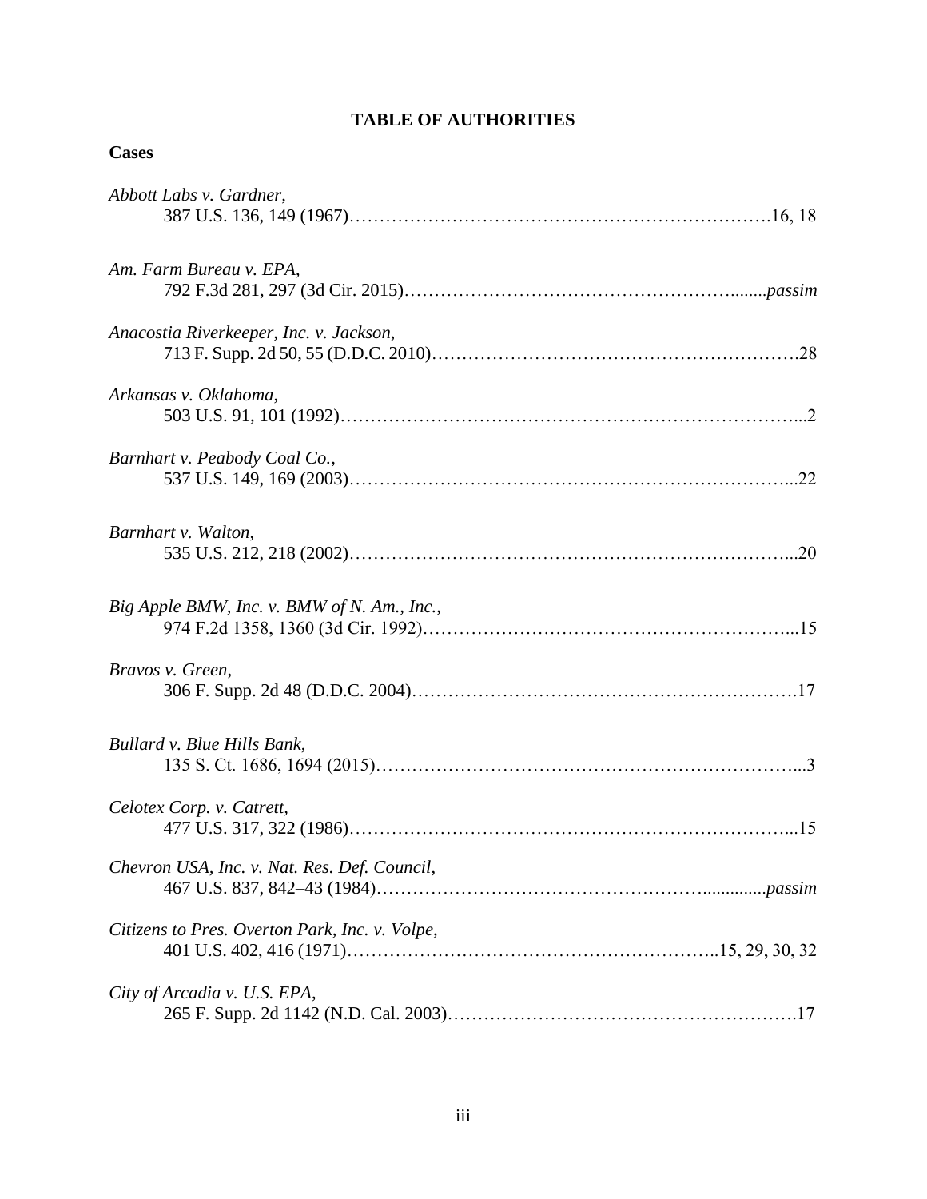## TABLE OF AUTHORITIES

### Cases

*Abbott Labs v. Gardner*,
387 U.S. 136, 149 (1967)……………………………………………………………….16, 18

*Am. Farm Bureau v. EPA*,
792 F.3d 281, 297 (3d Cir. 2015)………………………………………………........*passim*

*Anacostia Riverkeeper, Inc. v. Jackson*,
713 F. Supp. 2d 50, 55 (D.D.C. 2010)……………………………………………………….28

*Arkansas v. Oklahoma*,
503 U.S. 91, 101 (1992)…………………………………………………………………...2

*Barnhart v. Peabody Coal Co.*,
537 U.S. 149, 169 (2003)………………………………………………………………...22

*Barnhart v. Walton*,
535 U.S. 212, 218 (2002)………………………………………………………………...20

*Big Apple BMW, Inc. v. BMW of N. Am., Inc.*,
974 F.2d 1358, 1360 (3d Cir. 1992)…………………………………………………...15

*Bravos v. Green*,
306 F. Supp. 2d 48 (D.D.C. 2004)……………………………………………………….17

*Bullard v. Blue Hills Bank*,
135 S. Ct. 1686, 1694 (2015)……………………………………………………………...3

*Celotex Corp. v. Catrett*,
477 U.S. 317, 322 (1986)………………………………………………………………...15

*Chevron USA, Inc. v. Nat. Res. Def. Council*,
467 U.S. 837, 842–43 (1984)……………………………………………..............*passim*

*Citizens to Pres. Overton Park, Inc. v. Volpe*,
401 U.S. 402, 416 (1971)……………………………………………………..15, 29, 30, 32

*City of Arcadia v. U.S. EPA*,
265 F. Supp. 2d 1142 (N.D. Cal. 2003)………………………………………………….17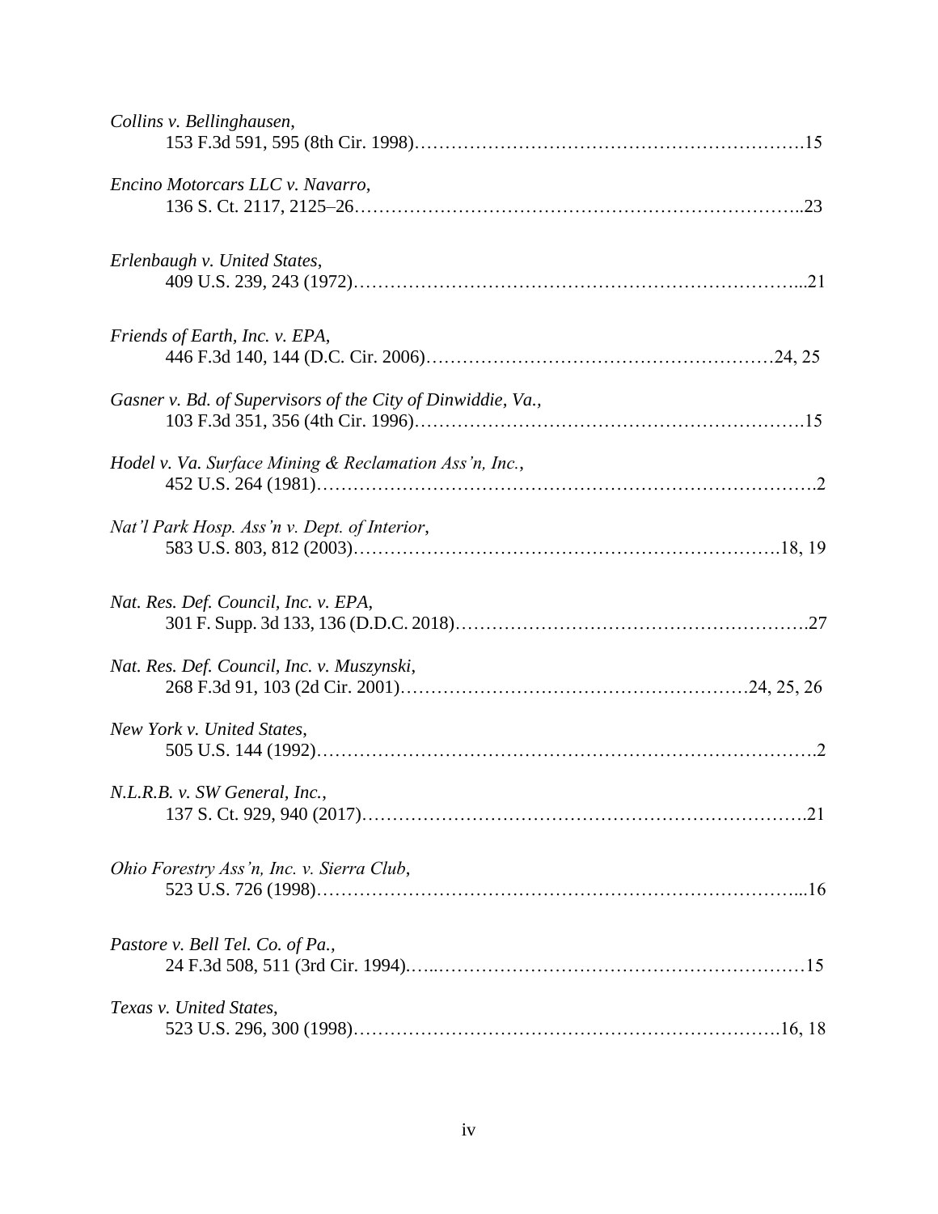*Collins v. Bellinghausen*,
153 F.3d 591, 595 (8th Cir. 1998)……………………………………………………….15

*Encino Motorcars LLC v. Navarro*,
136 S. Ct. 2117, 2125–26………………………………………………………………..23

*Erlenbaugh v. United States*,
409 U.S. 239, 243 (1972)…………………………………………………………….…...21

*Friends of Earth, Inc. v. EPA*,
446 F.3d 140, 144 (D.C. Cir. 2006)…………………………………………………24, 25

*Gasner v. Bd. of Supervisors of the City of Dinwiddie, Va.*,
103 F.3d 351, 356 (4th Cir. 1996)……………………………………………………….15

*Hodel v. Va. Surface Mining & Reclamation Ass'n, Inc.*,
452 U.S. 264 (1981)……………………………………………………………………….2

*Nat'l Park Hosp. Ass'n v. Dept. of Interior*,
583 U.S. 803, 812 (2003)……………………………………………………………….18, 19

*Nat. Res. Def. Council, Inc. v. EPA*,
301 F. Supp. 3d 133, 136 (D.D.C. 2018)……………………………………………….27

*Nat. Res. Def. Council, Inc. v. Muszynski*,
268 F.3d 91, 103 (2d Cir. 2001)…………………………………………………24, 25, 26

*New York v. United States*,
505 U.S. 144 (1992)……………………………………………………………………….2

*N.L.R.B. v. SW General, Inc.*,
137 S. Ct. 929, 940 (2017)……………………………………………………………….21

*Ohio Forestry Ass'n, Inc. v. Sierra Club*,
523 U.S. 726 (1998)……………………………………………………………………...16

*Pastore v. Bell Tel. Co. of Pa.*,
24 F.3d 508, 511 (3rd Cir. 1994)……………………………………………………………15

*Texas v. United States*,
523 U.S. 296, 300 (1998)……………………………………………………………….16, 18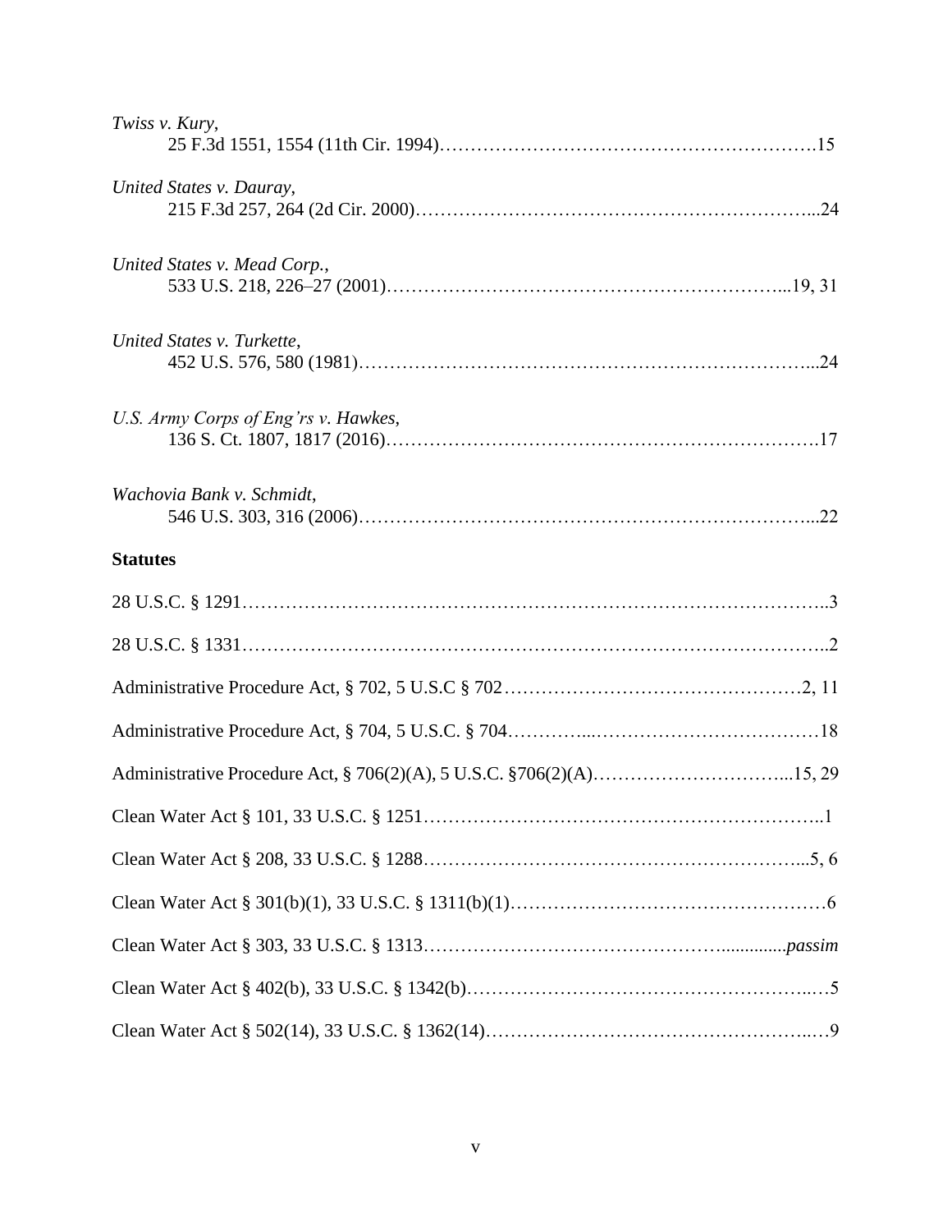*Twiss v. Kury*,
25 F.3d 1551, 1554 (11th Cir. 1994)……………………………………………………….15

*United States v. Dauray*,
215 F.3d 257, 264 (2d Cir. 2000)………………………………………………………...24

*United States v. Mead Corp.*,
533 U.S. 218, 226–27 (2001)………………………………………………………...19, 31

*United States v. Turkette*,
452 U.S. 576, 580 (1981)………………………………………………………………...24

*U.S. Army Corps of Eng'rs v. Hawkes*,
136 S. Ct. 1807, 1817 (2016)…………………………………………………………….17

*Wachovia Bank v. Schmidt*,
546 U.S. 303, 316 (2006)………………………………………………………………...22

**Statutes**

28 U.S.C. § 1291………………………………………………………………………………..3

28 U.S.C. § 1331………………………………………………………………………………..2

Administrative Procedure Act, § 702, 5 U.S.C § 702………………………………………….2, 11

Administrative Procedure Act, § 704, 5 U.S.C. § 704…………...………………………………18

Administrative Procedure Act, § 706(2)(A), 5 U.S.C. §706(2)(A)…………………………...15, 29

Clean Water Act § 101, 33 U.S.C. § 1251……………………………………………………..1

Clean Water Act § 208, 33 U.S.C. § 1288……………………………………………………...5, 6

Clean Water Act § 301(b)(1), 33 U.S.C. § 1311(b)(1)……………………………………………6

Clean Water Act § 303, 33 U.S.C. § 1313……………………………………….............*passim*

Clean Water Act § 402(b), 33 U.S.C. § 1342(b)……………………………………………..…5

Clean Water Act § 502(14), 33 U.S.C. § 1362(14)……………………………………………..…9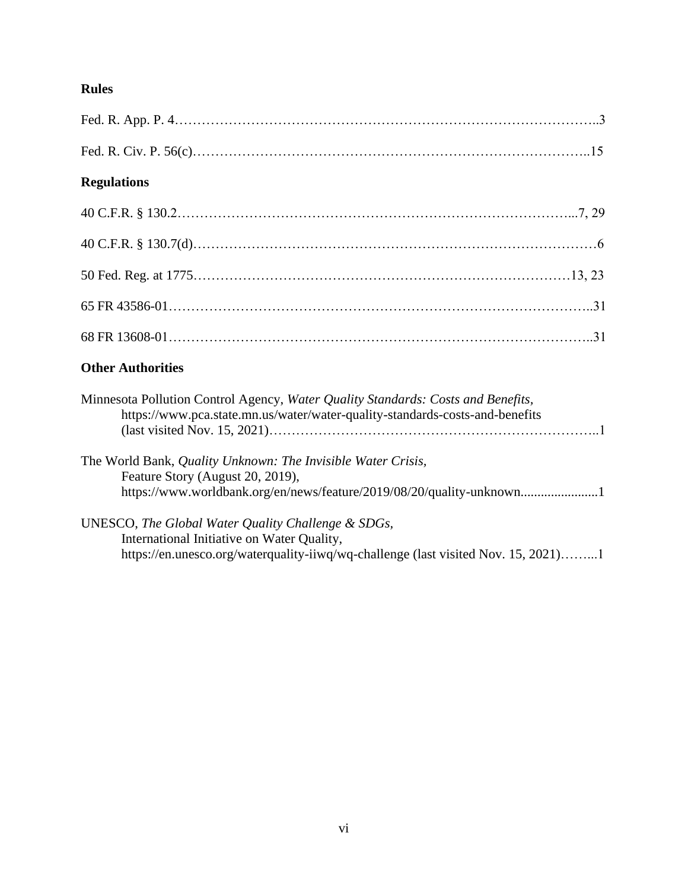**Rules**

Fed. R. App. P. 4……………………………………………………………………………..3

Fed. R. Civ. P. 56(c)…………………………………………………………………………..15

**Regulations**

40 C.F.R. § 130.2…………………………………………………………………………...7, 29

40 C.F.R. § 130.7(d)……………………………………………………………………………6

50 Fed. Reg. at 1775…………………………………………………………………………13, 23

65 FR 43586-01………………………………………………………………………………..31

68 FR 13608-01………………………………………………………………………………..31

**Other Authorities**

Minnesota Pollution Control Agency, *Water Quality Standards: Costs and Benefits*, https://www.pca.state.mn.us/water/water-quality-standards-costs-and-benefits (last visited Nov. 15, 2021)……………………………………………………………..1

The World Bank, *Quality Unknown: The Invisible Water Crisis*, Feature Story (August 20, 2019), https://www.worldbank.org/en/news/feature/2019/08/20/quality-unknown.......................1

UNESCO, *The Global Water Quality Challenge & SDGs*, International Initiative on Water Quality, https://en.unesco.org/waterquality-iiwq/wq-challenge (last visited Nov. 15, 2021)……...1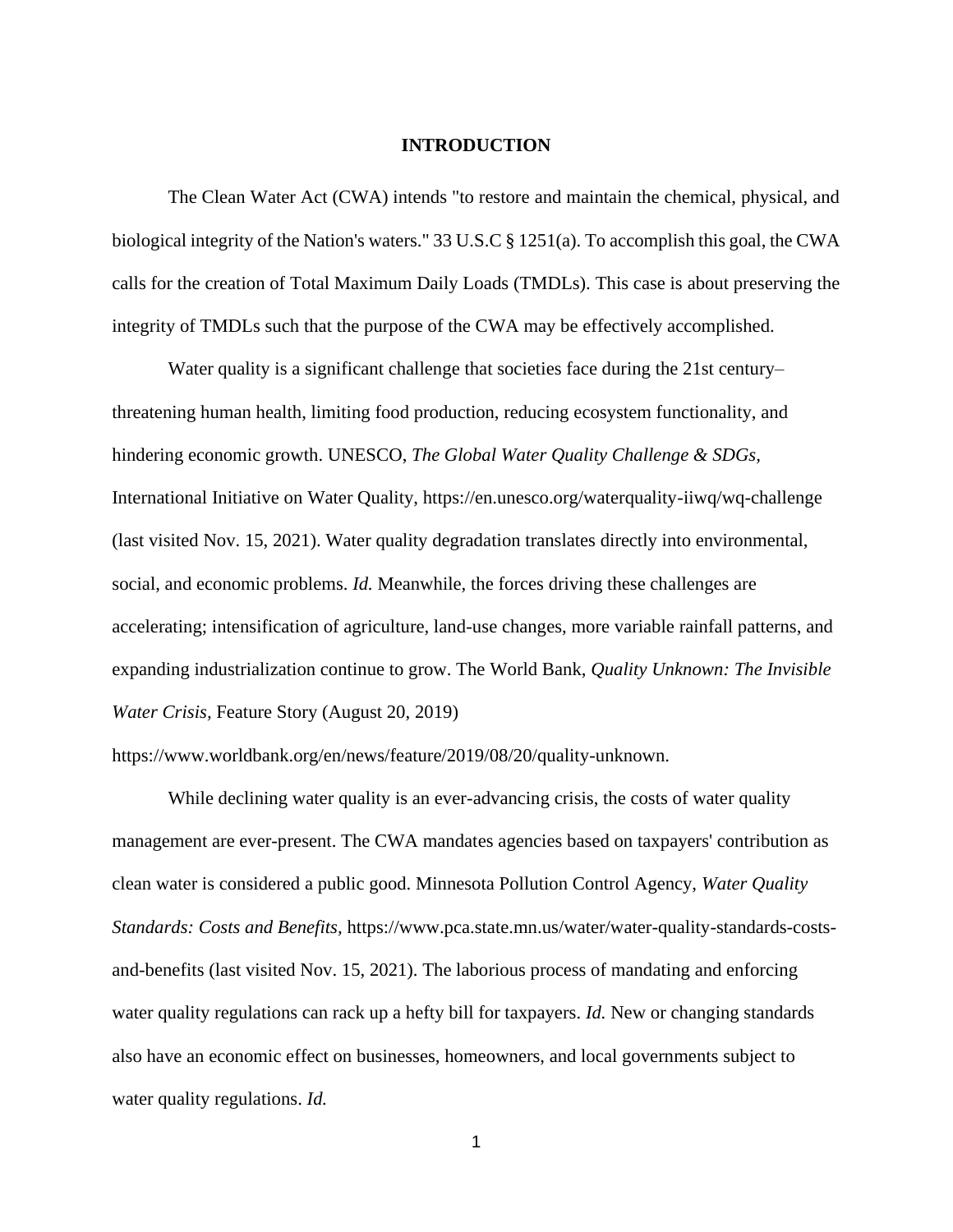# INTRODUCTION

The Clean Water Act (CWA) intends "to restore and maintain the chemical, physical, and biological integrity of the Nation's waters." 33 U.S.C § 1251(a). To accomplish this goal, the CWA calls for the creation of Total Maximum Daily Loads (TMDLs). This case is about preserving the integrity of TMDLs such that the purpose of the CWA may be effectively accomplished.

Water quality is a significant challenge that societies face during the 21st century– threatening human health, limiting food production, reducing ecosystem functionality, and hindering economic growth. UNESCO, *The Global Water Quality Challenge & SDGs,* International Initiative on Water Quality, https://en.unesco.org/waterquality-iiwq/wq-challenge (last visited Nov. 15, 2021). Water quality degradation translates directly into environmental, social, and economic problems. *Id.* Meanwhile, the forces driving these challenges are accelerating; intensification of agriculture, land-use changes, more variable rainfall patterns, and expanding industrialization continue to grow. The World Bank, *Quality Unknown: The Invisible Water Crisis,* Feature Story (August 20, 2019) https://www.worldbank.org/en/news/feature/2019/08/20/quality-unknown.

While declining water quality is an ever-advancing crisis, the costs of water quality management are ever-present. The CWA mandates agencies based on taxpayers' contribution as clean water is considered a public good. Minnesota Pollution Control Agency, *Water Quality Standards: Costs and Benefits,* https://www.pca.state.mn.us/water/water-quality-standards-costs-and-benefits (last visited Nov. 15, 2021). The laborious process of mandating and enforcing water quality regulations can rack up a hefty bill for taxpayers. *Id.* New or changing standards also have an economic effect on businesses, homeowners, and local governments subject to water quality regulations. *Id.*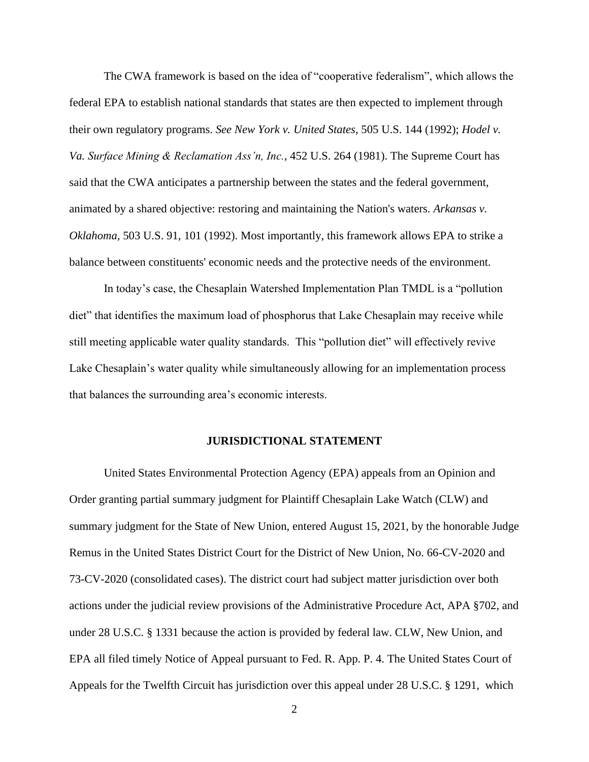The CWA framework is based on the idea of "cooperative federalism", which allows the federal EPA to establish national standards that states are then expected to implement through their own regulatory programs. *See New York v. United States*, 505 U.S. 144 (1992); *Hodel v. Va. Surface Mining & Reclamation Ass'n, Inc.*, 452 U.S. 264 (1981). The Supreme Court has said that the CWA anticipates a partnership between the states and the federal government, animated by a shared objective: restoring and maintaining the Nation's waters. *Arkansas v. Oklahoma*, 503 U.S. 91, 101 (1992). Most importantly, this framework allows EPA to strike a balance between constituents' economic needs and the protective needs of the environment.

In today's case, the Chesaplain Watershed Implementation Plan TMDL is a "pollution diet" that identifies the maximum load of phosphorus that Lake Chesaplain may receive while still meeting applicable water quality standards. This "pollution diet" will effectively revive Lake Chesaplain's water quality while simultaneously allowing for an implementation process that balances the surrounding area's economic interests.

## JURISDICTIONAL STATEMENT

United States Environmental Protection Agency (EPA) appeals from an Opinion and Order granting partial summary judgment for Plaintiff Chesaplain Lake Watch (CLW) and summary judgment for the State of New Union, entered August 15, 2021, by the honorable Judge Remus in the United States District Court for the District of New Union, No. 66-CV-2020 and 73-CV-2020 (consolidated cases). The district court had subject matter jurisdiction over both actions under the judicial review provisions of the Administrative Procedure Act, APA §702, and under 28 U.S.C. § 1331 because the action is provided by federal law. CLW, New Union, and EPA all filed timely Notice of Appeal pursuant to Fed. R. App. P. 4. The United States Court of Appeals for the Twelfth Circuit has jurisdiction over this appeal under 28 U.S.C. § 1291, which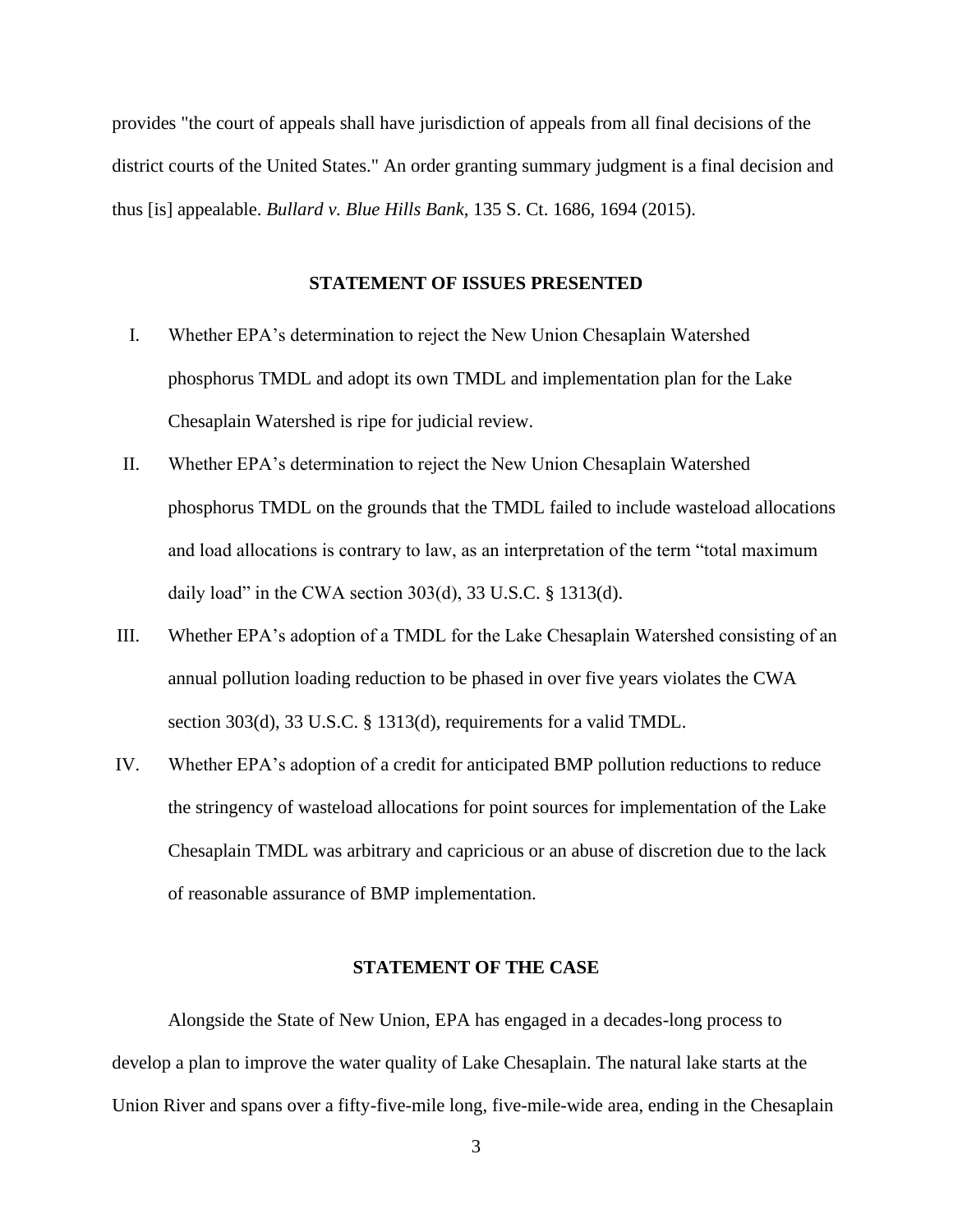provides "the court of appeals shall have jurisdiction of appeals from all final decisions of the district courts of the United States." An order granting summary judgment is a final decision and thus [is] appealable. *Bullard v. Blue Hills Bank*, 135 S. Ct. 1686, 1694 (2015).

## STATEMENT OF ISSUES PRESENTED

I. Whether EPA's determination to reject the New Union Chesaplain Watershed phosphorus TMDL and adopt its own TMDL and implementation plan for the Lake Chesaplain Watershed is ripe for judicial review.

II. Whether EPA's determination to reject the New Union Chesaplain Watershed phosphorus TMDL on the grounds that the TMDL failed to include wasteload allocations and load allocations is contrary to law, as an interpretation of the term "total maximum daily load" in the CWA section 303(d), 33 U.S.C. § 1313(d).

III. Whether EPA's adoption of a TMDL for the Lake Chesaplain Watershed consisting of an annual pollution loading reduction to be phased in over five years violates the CWA section 303(d), 33 U.S.C. § 1313(d), requirements for a valid TMDL.

IV. Whether EPA's adoption of a credit for anticipated BMP pollution reductions to reduce the stringency of wasteload allocations for point sources for implementation of the Lake Chesaplain TMDL was arbitrary and capricious or an abuse of discretion due to the lack of reasonable assurance of BMP implementation.

## STATEMENT OF THE CASE

Alongside the State of New Union, EPA has engaged in a decades-long process to develop a plan to improve the water quality of Lake Chesaplain. The natural lake starts at the Union River and spans over a fifty-five-mile long, five-mile-wide area, ending in the Chesaplain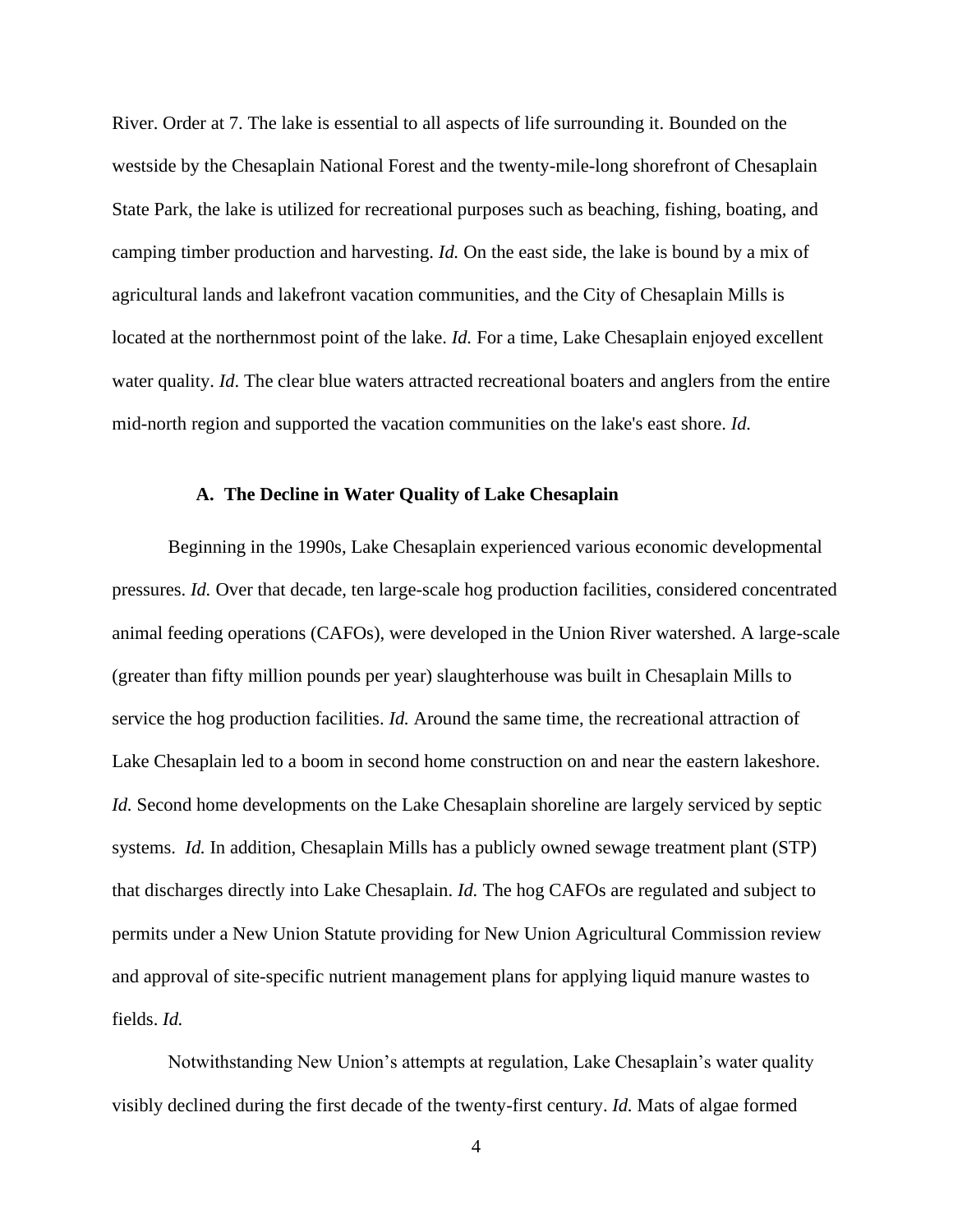River. Order at 7. The lake is essential to all aspects of life surrounding it. Bounded on the westside by the Chesaplain National Forest and the twenty-mile-long shorefront of Chesaplain State Park, the lake is utilized for recreational purposes such as beaching, fishing, boating, and camping timber production and harvesting. *Id.* On the east side, the lake is bound by a mix of agricultural lands and lakefront vacation communities, and the City of Chesaplain Mills is located at the northernmost point of the lake. *Id.* For a time, Lake Chesaplain enjoyed excellent water quality. *Id*. The clear blue waters attracted recreational boaters and anglers from the entire mid-north region and supported the vacation communities on the lake's east shore. *Id.*

### A. The Decline in Water Quality of Lake Chesaplain

Beginning in the 1990s, Lake Chesaplain experienced various economic developmental pressures. *Id.* Over that decade, ten large-scale hog production facilities, considered concentrated animal feeding operations (CAFOs), were developed in the Union River watershed. A large-scale (greater than fifty million pounds per year) slaughterhouse was built in Chesaplain Mills to service the hog production facilities. *Id.* Around the same time, the recreational attraction of Lake Chesaplain led to a boom in second home construction on and near the eastern lakeshore. *Id.* Second home developments on the Lake Chesaplain shoreline are largely serviced by septic systems. *Id.* In addition, Chesaplain Mills has a publicly owned sewage treatment plant (STP) that discharges directly into Lake Chesaplain. *Id.* The hog CAFOs are regulated and subject to permits under a New Union Statute providing for New Union Agricultural Commission review and approval of site-specific nutrient management plans for applying liquid manure wastes to fields. *Id.*

Notwithstanding New Union's attempts at regulation, Lake Chesaplain's water quality visibly declined during the first decade of the twenty-first century. *Id.* Mats of algae formed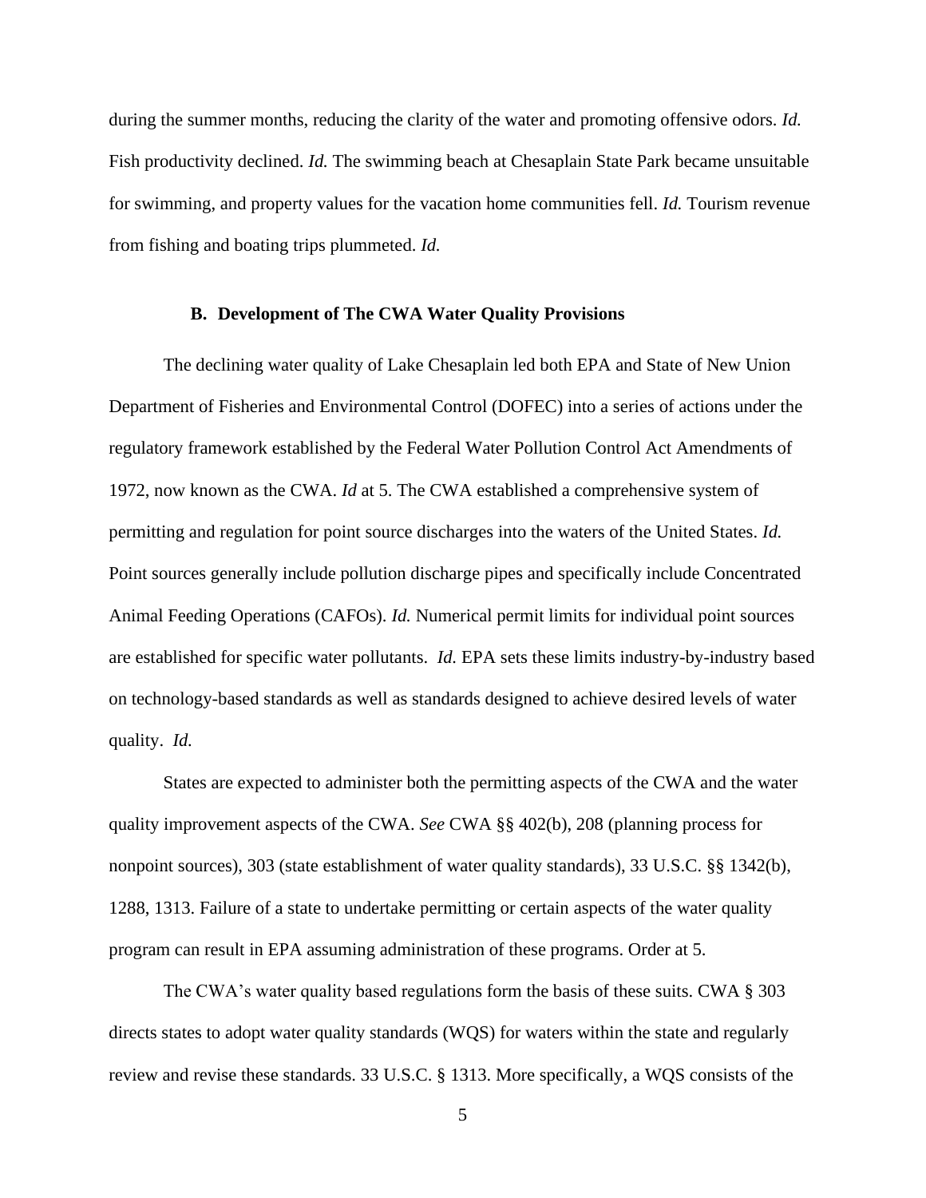during the summer months, reducing the clarity of the water and promoting offensive odors. *Id.* Fish productivity declined. *Id.* The swimming beach at Chesaplain State Park became unsuitable for swimming, and property values for the vacation home communities fell. *Id.* Tourism revenue from fishing and boating trips plummeted. *Id.*

### B. Development of The CWA Water Quality Provisions

The declining water quality of Lake Chesaplain led both EPA and State of New Union Department of Fisheries and Environmental Control (DOFEC) into a series of actions under the regulatory framework established by the Federal Water Pollution Control Act Amendments of 1972, now known as the CWA. *Id* at 5. The CWA established a comprehensive system of permitting and regulation for point source discharges into the waters of the United States. *Id.* Point sources generally include pollution discharge pipes and specifically include Concentrated Animal Feeding Operations (CAFOs). *Id.* Numerical permit limits for individual point sources are established for specific water pollutants. *Id.* EPA sets these limits industry-by-industry based on technology-based standards as well as standards designed to achieve desired levels of water quality. *Id.*

States are expected to administer both the permitting aspects of the CWA and the water quality improvement aspects of the CWA. *See* CWA §§ 402(b), 208 (planning process for nonpoint sources), 303 (state establishment of water quality standards), 33 U.S.C. §§ 1342(b), 1288, 1313. Failure of a state to undertake permitting or certain aspects of the water quality program can result in EPA assuming administration of these programs. Order at 5.

The CWA's water quality based regulations form the basis of these suits. CWA § 303 directs states to adopt water quality standards (WQS) for waters within the state and regularly review and revise these standards. 33 U.S.C. § 1313. More specifically, a WQS consists of the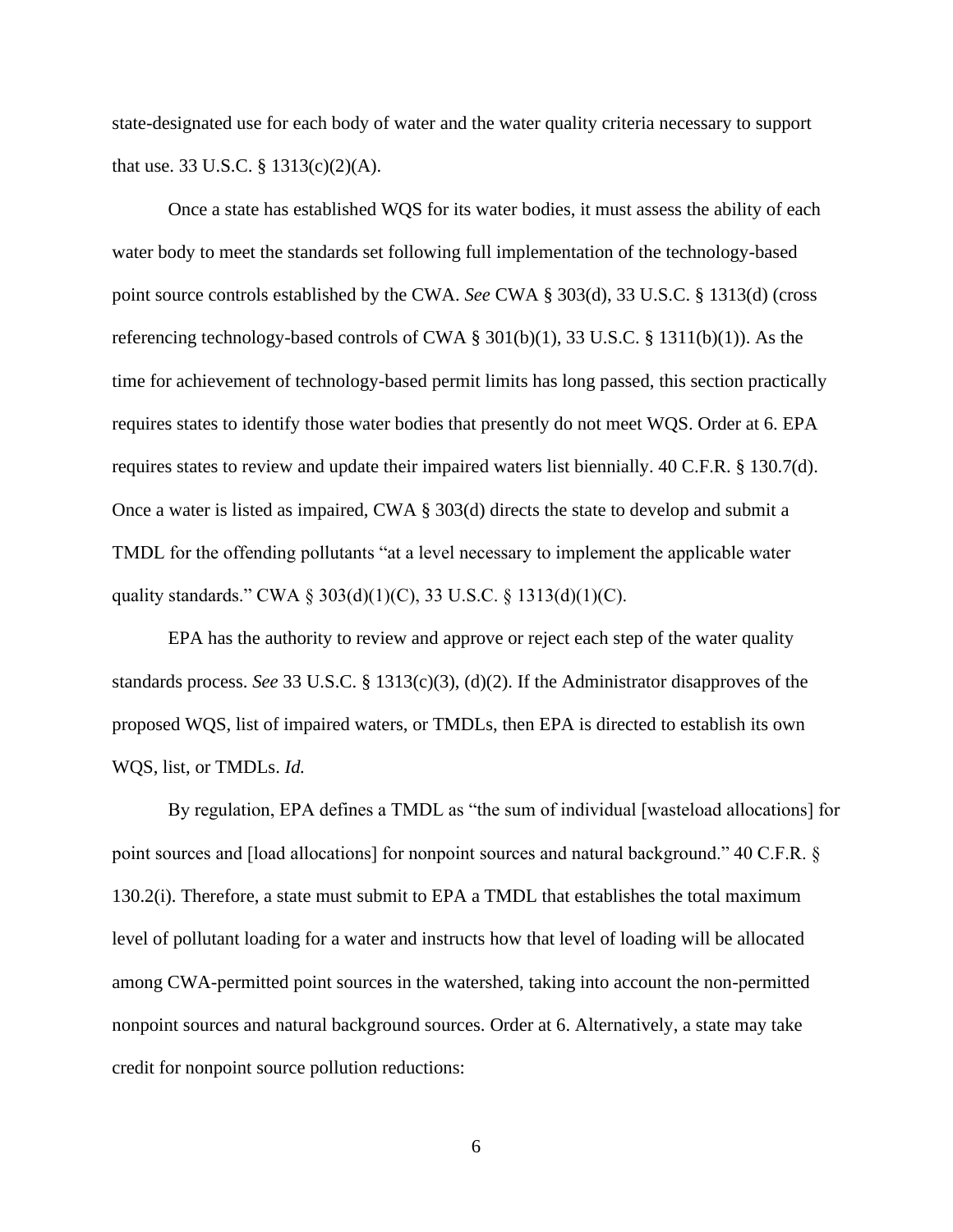state-designated use for each body of water and the water quality criteria necessary to support that use. 33 U.S.C. § 1313(c)(2)(A).

Once a state has established WQS for its water bodies, it must assess the ability of each water body to meet the standards set following full implementation of the technology-based point source controls established by the CWA. *See* CWA § 303(d), 33 U.S.C. § 1313(d) (cross referencing technology-based controls of CWA § 301(b)(1), 33 U.S.C. § 1311(b)(1)). As the time for achievement of technology-based permit limits has long passed, this section practically requires states to identify those water bodies that presently do not meet WQS. Order at 6. EPA requires states to review and update their impaired waters list biennially. 40 C.F.R. § 130.7(d). Once a water is listed as impaired, CWA § 303(d) directs the state to develop and submit a TMDL for the offending pollutants "at a level necessary to implement the applicable water quality standards." CWA § 303(d)(1)(C), 33 U.S.C. § 1313(d)(1)(C).

EPA has the authority to review and approve or reject each step of the water quality standards process. *See* 33 U.S.C. § 1313(c)(3), (d)(2). If the Administrator disapproves of the proposed WQS, list of impaired waters, or TMDLs, then EPA is directed to establish its own WQS, list, or TMDLs. *Id.*

By regulation, EPA defines a TMDL as "the sum of individual [wasteload allocations] for point sources and [load allocations] for nonpoint sources and natural background." 40 C.F.R. § 130.2(i). Therefore, a state must submit to EPA a TMDL that establishes the total maximum level of pollutant loading for a water and instructs how that level of loading will be allocated among CWA-permitted point sources in the watershed, taking into account the non-permitted nonpoint sources and natural background sources. Order at 6. Alternatively, a state may take credit for nonpoint source pollution reductions: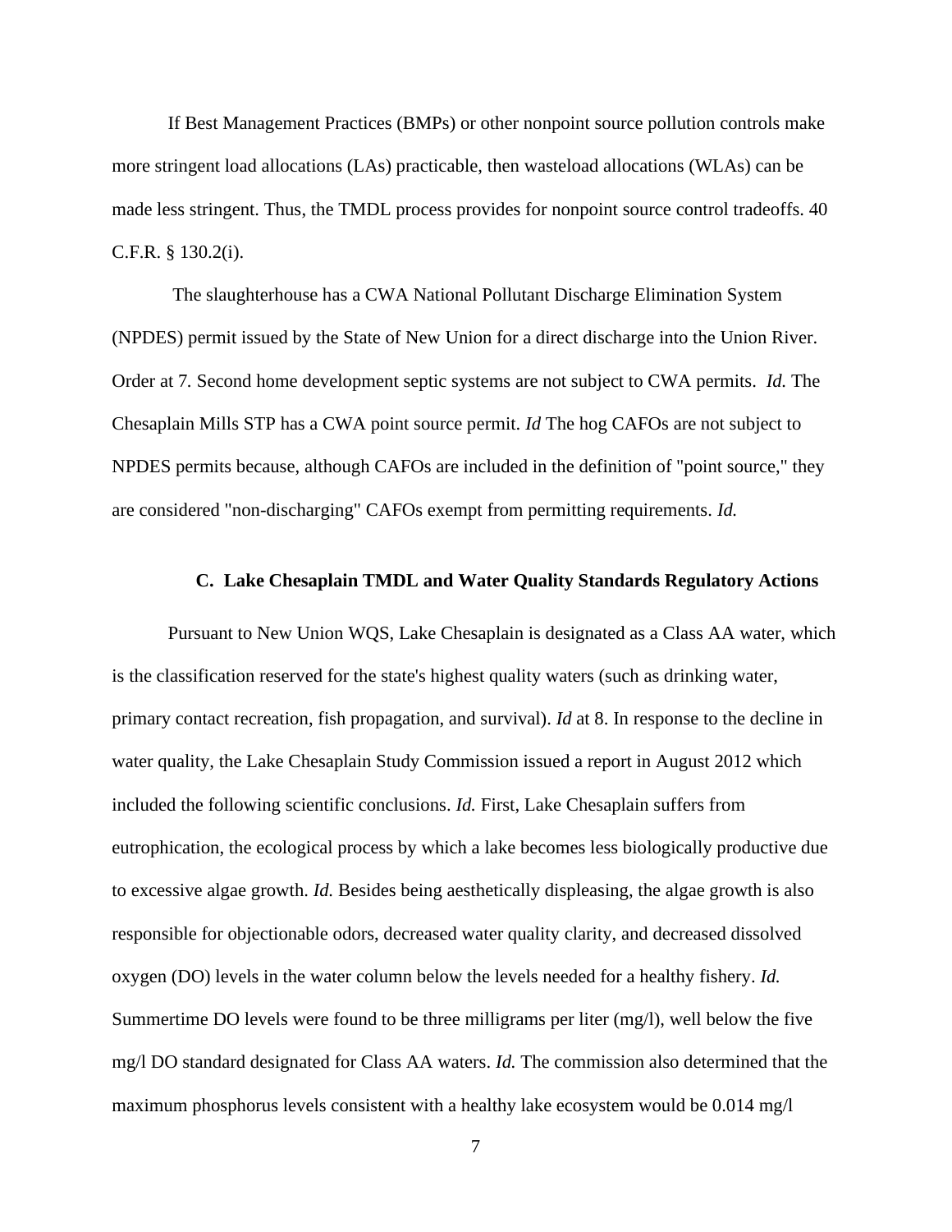If Best Management Practices (BMPs) or other nonpoint source pollution controls make more stringent load allocations (LAs) practicable, then wasteload allocations (WLAs) can be made less stringent. Thus, the TMDL process provides for nonpoint source control tradeoffs. 40 C.F.R. § 130.2(i).

The slaughterhouse has a CWA National Pollutant Discharge Elimination System (NPDES) permit issued by the State of New Union for a direct discharge into the Union River. Order at 7. Second home development septic systems are not subject to CWA permits. *Id.* The Chesaplain Mills STP has a CWA point source permit. *Id* The hog CAFOs are not subject to NPDES permits because, although CAFOs are included in the definition of "point source," they are considered "non-discharging" CAFOs exempt from permitting requirements. *Id.*

### C. Lake Chesaplain TMDL and Water Quality Standards Regulatory Actions

Pursuant to New Union WQS, Lake Chesaplain is designated as a Class AA water, which is the classification reserved for the state's highest quality waters (such as drinking water, primary contact recreation, fish propagation, and survival). *Id* at 8. In response to the decline in water quality, the Lake Chesaplain Study Commission issued a report in August 2012 which included the following scientific conclusions. *Id.* First, Lake Chesaplain suffers from eutrophication, the ecological process by which a lake becomes less biologically productive due to excessive algae growth. *Id.* Besides being aesthetically displeasing, the algae growth is also responsible for objectionable odors, decreased water quality clarity, and decreased dissolved oxygen (DO) levels in the water column below the levels needed for a healthy fishery. *Id.* Summertime DO levels were found to be three milligrams per liter (mg/l), well below the five mg/l DO standard designated for Class AA waters. *Id.* The commission also determined that the maximum phosphorus levels consistent with a healthy lake ecosystem would be 0.014 mg/l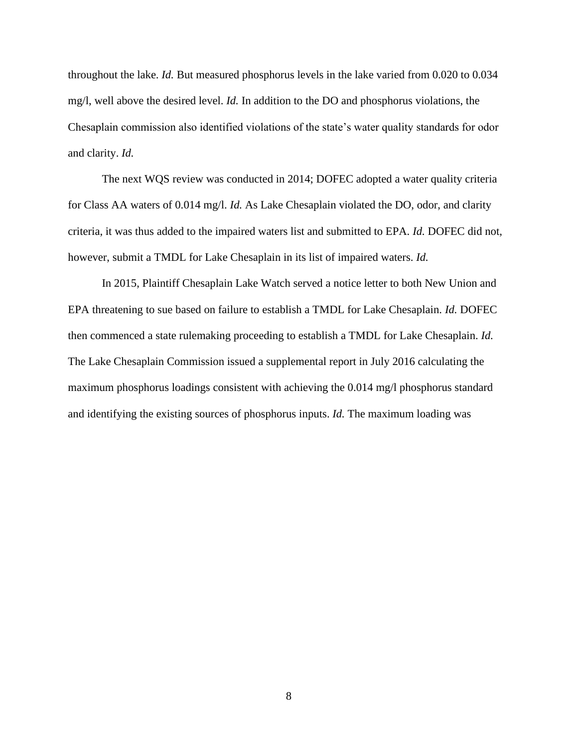throughout the lake. *Id.* But measured phosphorus levels in the lake varied from 0.020 to 0.034 mg/l, well above the desired level. *Id.* In addition to the DO and phosphorus violations, the Chesaplain commission also identified violations of the state's water quality standards for odor and clarity. *Id.*

The next WQS review was conducted in 2014; DOFEC adopted a water quality criteria for Class AA waters of 0.014 mg/l. *Id.* As Lake Chesaplain violated the DO, odor, and clarity criteria, it was thus added to the impaired waters list and submitted to EPA. *Id.* DOFEC did not, however, submit a TMDL for Lake Chesaplain in its list of impaired waters. *Id.*

In 2015, Plaintiff Chesaplain Lake Watch served a notice letter to both New Union and EPA threatening to sue based on failure to establish a TMDL for Lake Chesaplain. *Id.* DOFEC then commenced a state rulemaking proceeding to establish a TMDL for Lake Chesaplain. *Id.* The Lake Chesaplain Commission issued a supplemental report in July 2016 calculating the maximum phosphorus loadings consistent with achieving the 0.014 mg/l phosphorus standard and identifying the existing sources of phosphorus inputs. *Id.* The maximum loading was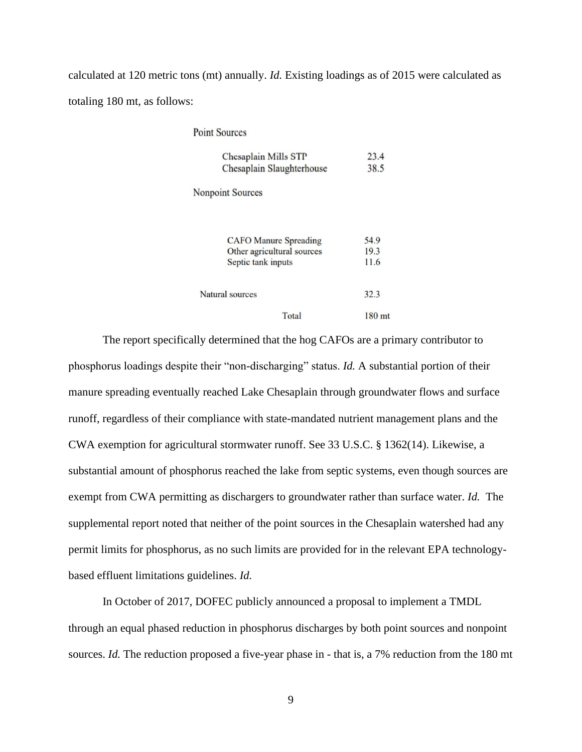calculated at 120 metric tons (mt) annually. *Id.* Existing loadings as of 2015 were calculated as totaling 180 mt, as follows:

| Source | Loading |
| --- | --- |
| **Point Sources** | |
| Chesaplain Mills STP | 23.4 |
| Chesaplain Slaughterhouse | 38.5 |
| **Nonpoint Sources** | |
| CAFO Manure Spreading | 54.9 |
| Other agricultural sources | 19.3 |
| Septic tank inputs | 11.6 |
| Natural sources | 32.3 |
| Total | 180 mt |

The report specifically determined that the hog CAFOs are a primary contributor to phosphorus loadings despite their "non-discharging" status. *Id.* A substantial portion of their manure spreading eventually reached Lake Chesaplain through groundwater flows and surface runoff, regardless of their compliance with state-mandated nutrient management plans and the CWA exemption for agricultural stormwater runoff. See 33 U.S.C. § 1362(14). Likewise, a substantial amount of phosphorus reached the lake from septic systems, even though sources are exempt from CWA permitting as dischargers to groundwater rather than surface water. *Id.* The supplemental report noted that neither of the point sources in the Chesaplain watershed had any permit limits for phosphorus, as no such limits are provided for in the relevant EPA technology-based effluent limitations guidelines. *Id.*

In October of 2017, DOFEC publicly announced a proposal to implement a TMDL through an equal phased reduction in phosphorus discharges by both point sources and nonpoint sources. *Id.* The reduction proposed a five-year phase in - that is, a 7% reduction from the 180 mt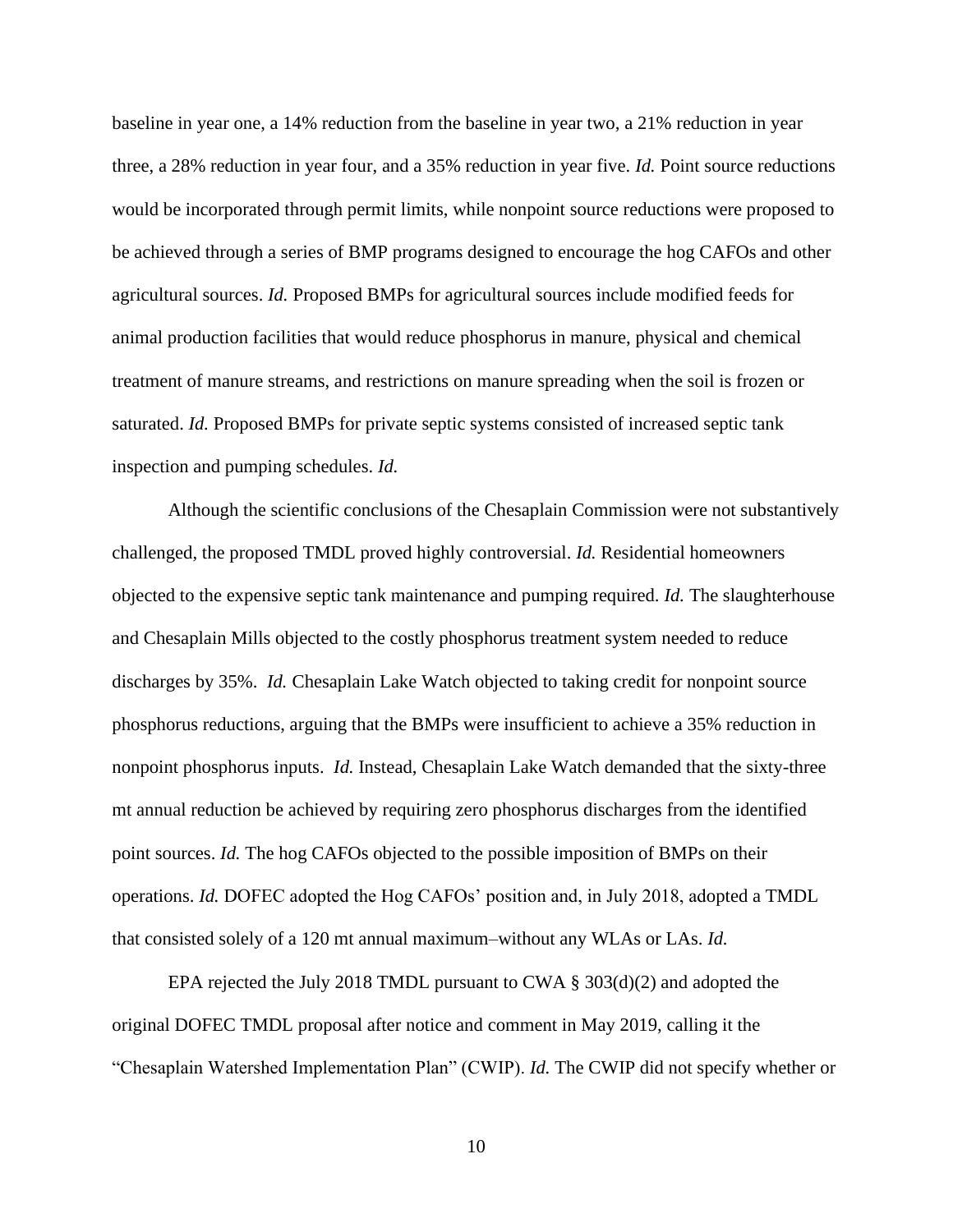baseline in year one, a 14% reduction from the baseline in year two, a 21% reduction in year three, a 28% reduction in year four, and a 35% reduction in year five. *Id.* Point source reductions would be incorporated through permit limits, while nonpoint source reductions were proposed to be achieved through a series of BMP programs designed to encourage the hog CAFOs and other agricultural sources. *Id.* Proposed BMPs for agricultural sources include modified feeds for animal production facilities that would reduce phosphorus in manure, physical and chemical treatment of manure streams, and restrictions on manure spreading when the soil is frozen or saturated. *Id.* Proposed BMPs for private septic systems consisted of increased septic tank inspection and pumping schedules. *Id.*

Although the scientific conclusions of the Chesaplain Commission were not substantively challenged, the proposed TMDL proved highly controversial. *Id.* Residential homeowners objected to the expensive septic tank maintenance and pumping required. *Id.* The slaughterhouse and Chesaplain Mills objected to the costly phosphorus treatment system needed to reduce discharges by 35%. *Id.* Chesaplain Lake Watch objected to taking credit for nonpoint source phosphorus reductions, arguing that the BMPs were insufficient to achieve a 35% reduction in nonpoint phosphorus inputs. *Id.* Instead, Chesaplain Lake Watch demanded that the sixty-three mt annual reduction be achieved by requiring zero phosphorus discharges from the identified point sources. *Id.* The hog CAFOs objected to the possible imposition of BMPs on their operations. *Id.* DOFEC adopted the Hog CAFOs' position and, in July 2018, adopted a TMDL that consisted solely of a 120 mt annual maximum–without any WLAs or LAs. *Id.*

EPA rejected the July 2018 TMDL pursuant to CWA § 303(d)(2) and adopted the original DOFEC TMDL proposal after notice and comment in May 2019, calling it the "Chesaplain Watershed Implementation Plan" (CWIP). *Id.* The CWIP did not specify whether or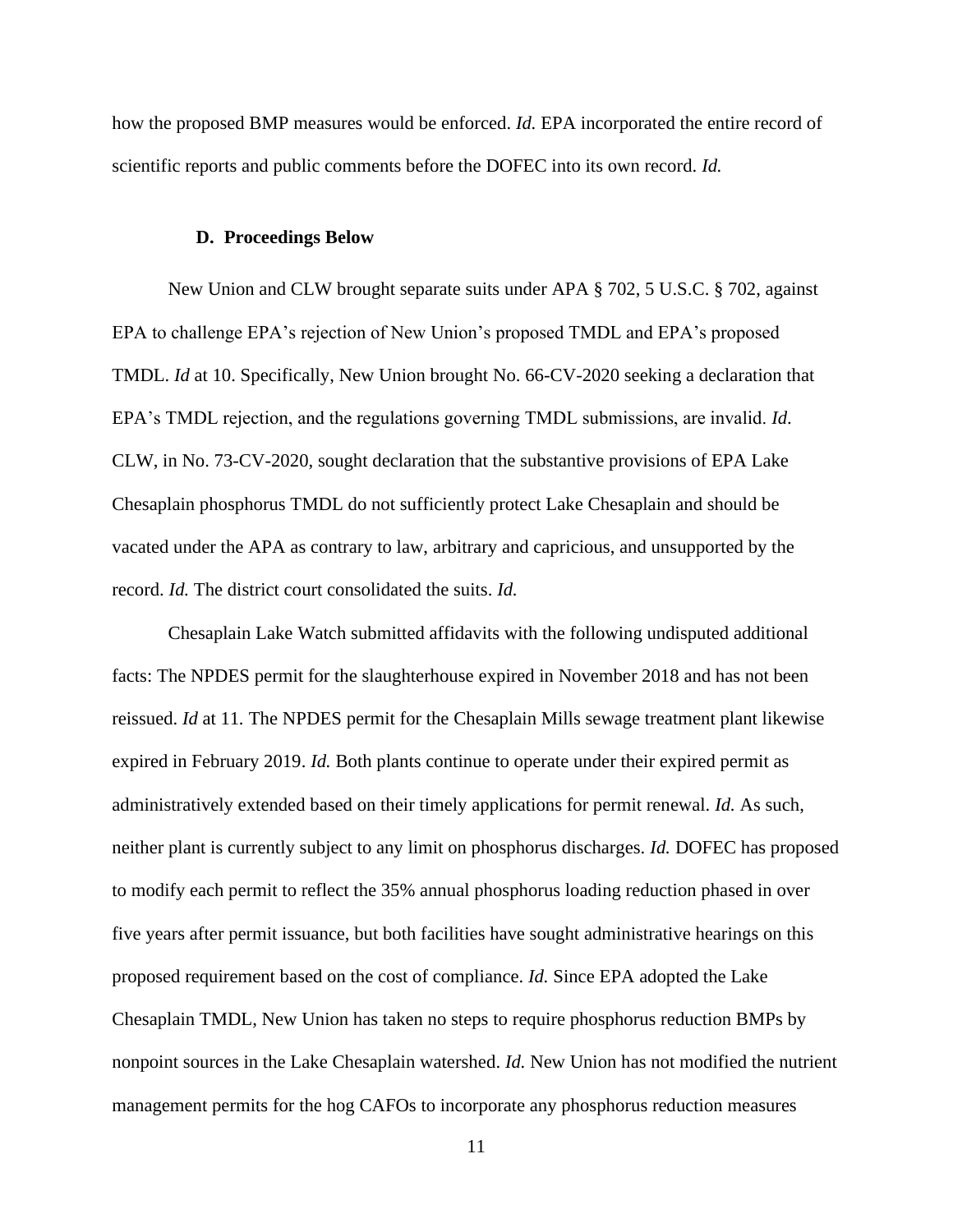how the proposed BMP measures would be enforced. *Id.* EPA incorporated the entire record of scientific reports and public comments before the DOFEC into its own record. *Id.*

### D. Proceedings Below

New Union and CLW brought separate suits under APA § 702, 5 U.S.C. § 702, against EPA to challenge EPA's rejection of New Union's proposed TMDL and EPA's proposed TMDL. *Id* at 10. Specifically, New Union brought No. 66-CV-2020 seeking a declaration that EPA's TMDL rejection, and the regulations governing TMDL submissions, are invalid. *Id*. CLW, in No. 73-CV-2020, sought declaration that the substantive provisions of EPA Lake Chesaplain phosphorus TMDL do not sufficiently protect Lake Chesaplain and should be vacated under the APA as contrary to law, arbitrary and capricious, and unsupported by the record. *Id.* The district court consolidated the suits. *Id.*

Chesaplain Lake Watch submitted affidavits with the following undisputed additional facts: The NPDES permit for the slaughterhouse expired in November 2018 and has not been reissued. *Id* at 11. The NPDES permit for the Chesaplain Mills sewage treatment plant likewise expired in February 2019. *Id.* Both plants continue to operate under their expired permit as administratively extended based on their timely applications for permit renewal. *Id.* As such, neither plant is currently subject to any limit on phosphorus discharges. *Id.* DOFEC has proposed to modify each permit to reflect the 35% annual phosphorus loading reduction phased in over five years after permit issuance, but both facilities have sought administrative hearings on this proposed requirement based on the cost of compliance. *Id.* Since EPA adopted the Lake Chesaplain TMDL, New Union has taken no steps to require phosphorus reduction BMPs by nonpoint sources in the Lake Chesaplain watershed. *Id.* New Union has not modified the nutrient management permits for the hog CAFOs to incorporate any phosphorus reduction measures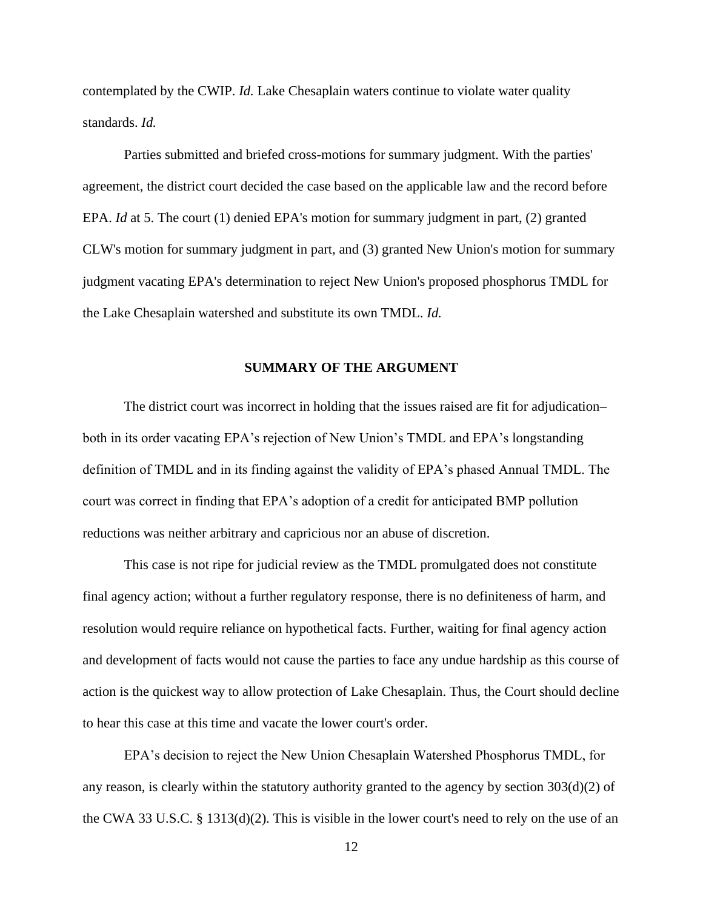contemplated by the CWIP. *Id.* Lake Chesaplain waters continue to violate water quality standards. *Id.*

Parties submitted and briefed cross-motions for summary judgment. With the parties' agreement, the district court decided the case based on the applicable law and the record before EPA. *Id* at 5. The court (1) denied EPA's motion for summary judgment in part, (2) granted CLW's motion for summary judgment in part, and (3) granted New Union's motion for summary judgment vacating EPA's determination to reject New Union's proposed phosphorus TMDL for the Lake Chesaplain watershed and substitute its own TMDL. *Id.*

## SUMMARY OF THE ARGUMENT

The district court was incorrect in holding that the issues raised are fit for adjudication– both in its order vacating EPA's rejection of New Union's TMDL and EPA's longstanding definition of TMDL and in its finding against the validity of EPA's phased Annual TMDL. The court was correct in finding that EPA's adoption of a credit for anticipated BMP pollution reductions was neither arbitrary and capricious nor an abuse of discretion.

This case is not ripe for judicial review as the TMDL promulgated does not constitute final agency action; without a further regulatory response, there is no definiteness of harm, and resolution would require reliance on hypothetical facts. Further, waiting for final agency action and development of facts would not cause the parties to face any undue hardship as this course of action is the quickest way to allow protection of Lake Chesaplain. Thus, the Court should decline to hear this case at this time and vacate the lower court's order.

EPA's decision to reject the New Union Chesaplain Watershed Phosphorus TMDL, for any reason, is clearly within the statutory authority granted to the agency by section 303(d)(2) of the CWA 33 U.S.C. § 1313(d)(2). This is visible in the lower court's need to rely on the use of an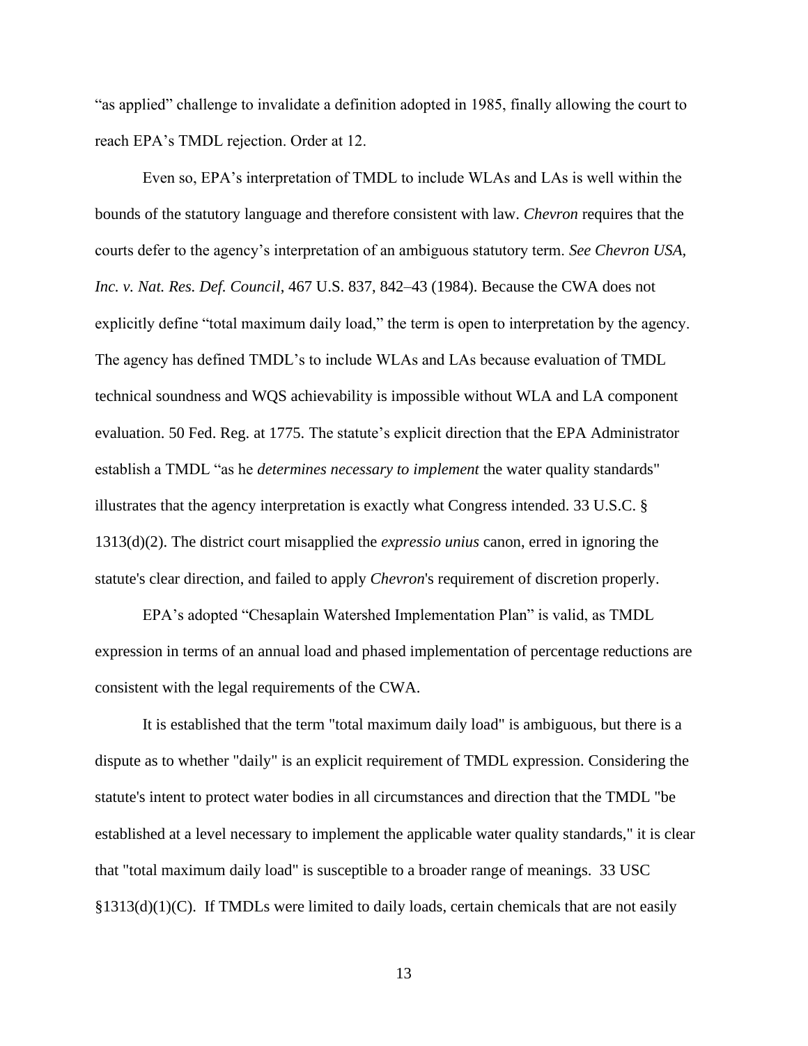"as applied" challenge to invalidate a definition adopted in 1985, finally allowing the court to reach EPA's TMDL rejection. Order at 12.

Even so, EPA's interpretation of TMDL to include WLAs and LAs is well within the bounds of the statutory language and therefore consistent with law. *Chevron* requires that the courts defer to the agency's interpretation of an ambiguous statutory term. *See Chevron USA, Inc. v. Nat. Res. Def. Council*, 467 U.S. 837, 842–43 (1984). Because the CWA does not explicitly define "total maximum daily load," the term is open to interpretation by the agency. The agency has defined TMDL's to include WLAs and LAs because evaluation of TMDL technical soundness and WQS achievability is impossible without WLA and LA component evaluation. 50 Fed. Reg. at 1775. The statute's explicit direction that the EPA Administrator establish a TMDL "as he *determines necessary to implement* the water quality standards" illustrates that the agency interpretation is exactly what Congress intended. 33 U.S.C. § 1313(d)(2). The district court misapplied the *expressio unius* canon, erred in ignoring the statute's clear direction, and failed to apply *Chevron*'s requirement of discretion properly.

EPA's adopted "Chesaplain Watershed Implementation Plan" is valid, as TMDL expression in terms of an annual load and phased implementation of percentage reductions are consistent with the legal requirements of the CWA.

It is established that the term "total maximum daily load" is ambiguous, but there is a dispute as to whether "daily" is an explicit requirement of TMDL expression. Considering the statute's intent to protect water bodies in all circumstances and direction that the TMDL "be established at a level necessary to implement the applicable water quality standards," it is clear that "total maximum daily load" is susceptible to a broader range of meanings. 33 USC §1313(d)(1)(C). If TMDLs were limited to daily loads, certain chemicals that are not easily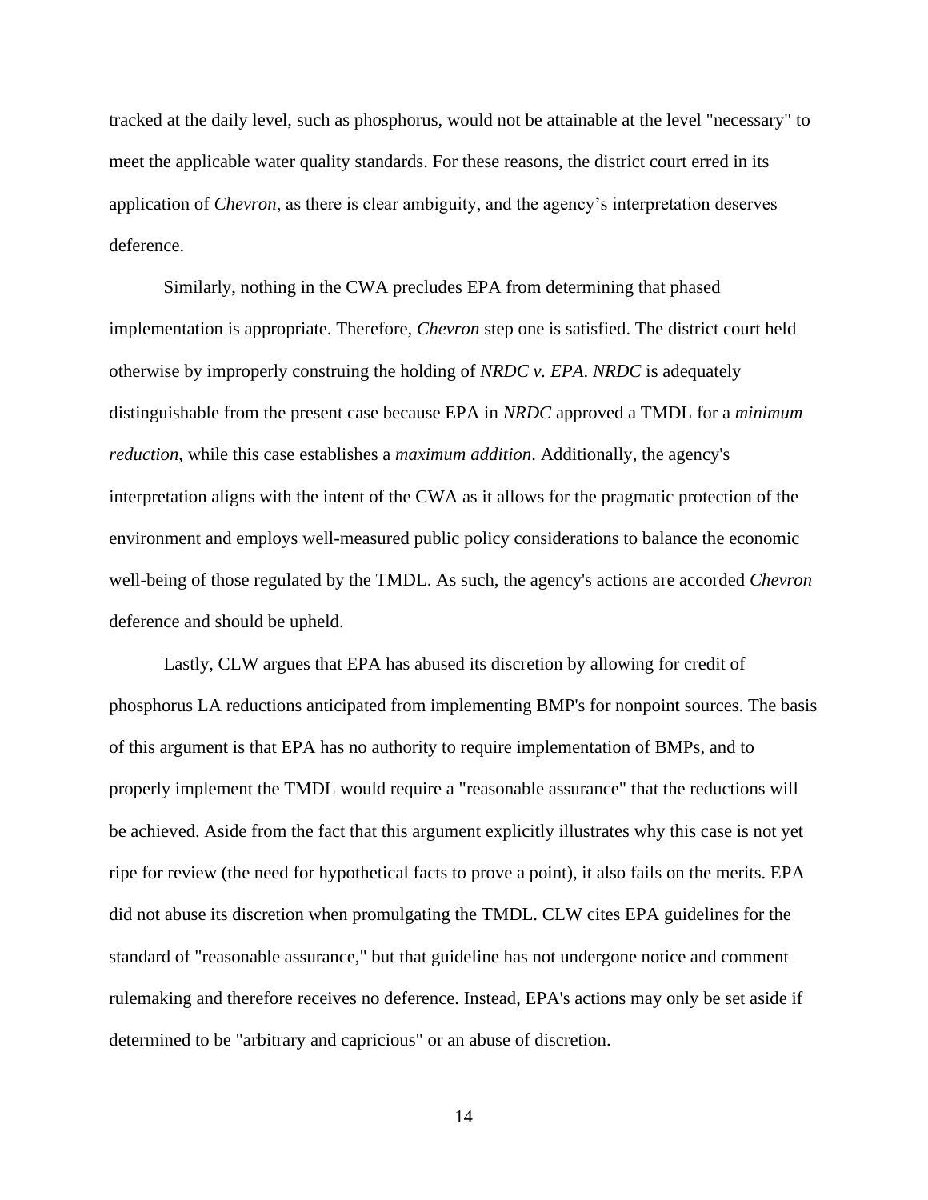tracked at the daily level, such as phosphorus, would not be attainable at the level "necessary" to meet the applicable water quality standards. For these reasons, the district court erred in its application of *Chevron*, as there is clear ambiguity, and the agency's interpretation deserves deference.

Similarly, nothing in the CWA precludes EPA from determining that phased implementation is appropriate. Therefore, *Chevron* step one is satisfied. The district court held otherwise by improperly construing the holding of *NRDC v. EPA*. *NRDC* is adequately distinguishable from the present case because EPA in *NRDC* approved a TMDL for a *minimum reduction*, while this case establishes a *maximum addition*. Additionally, the agency's interpretation aligns with the intent of the CWA as it allows for the pragmatic protection of the environment and employs well-measured public policy considerations to balance the economic well-being of those regulated by the TMDL. As such, the agency's actions are accorded *Chevron* deference and should be upheld.

Lastly, CLW argues that EPA has abused its discretion by allowing for credit of phosphorus LA reductions anticipated from implementing BMP's for nonpoint sources. The basis of this argument is that EPA has no authority to require implementation of BMPs, and to properly implement the TMDL would require a "reasonable assurance" that the reductions will be achieved. Aside from the fact that this argument explicitly illustrates why this case is not yet ripe for review (the need for hypothetical facts to prove a point), it also fails on the merits. EPA did not abuse its discretion when promulgating the TMDL. CLW cites EPA guidelines for the standard of "reasonable assurance," but that guideline has not undergone notice and comment rulemaking and therefore receives no deference. Instead, EPA's actions may only be set aside if determined to be "arbitrary and capricious" or an abuse of discretion.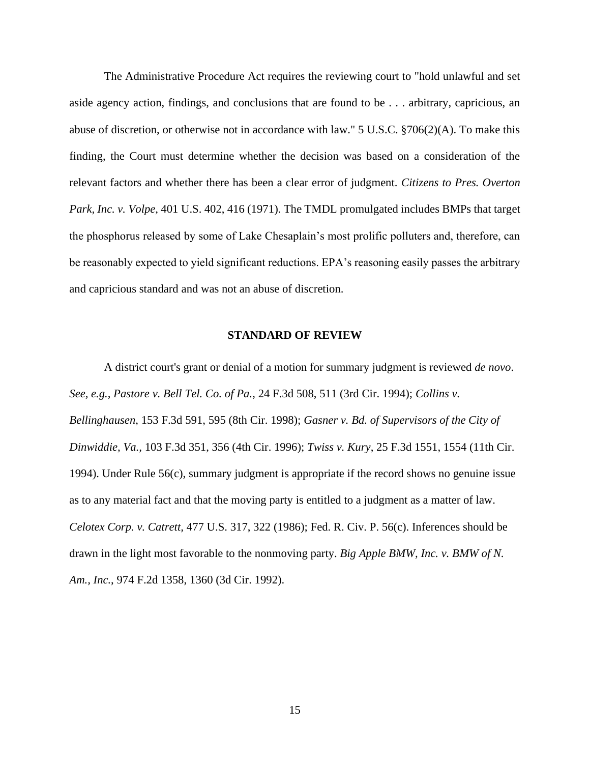The Administrative Procedure Act requires the reviewing court to "hold unlawful and set aside agency action, findings, and conclusions that are found to be . . . arbitrary, capricious, an abuse of discretion, or otherwise not in accordance with law." 5 U.S.C. §706(2)(A). To make this finding, the Court must determine whether the decision was based on a consideration of the relevant factors and whether there has been a clear error of judgment. *Citizens to Pres. Overton Park, Inc. v. Volpe*, 401 U.S. 402, 416 (1971). The TMDL promulgated includes BMPs that target the phosphorus released by some of Lake Chesaplain's most prolific polluters and, therefore, can be reasonably expected to yield significant reductions. EPA's reasoning easily passes the arbitrary and capricious standard and was not an abuse of discretion.

## STANDARD OF REVIEW

A district court's grant or denial of a motion for summary judgment is reviewed *de novo*. *See, e.g.*, *Pastore v. Bell Tel. Co. of Pa.*, 24 F.3d 508, 511 (3rd Cir. 1994); *Collins v. Bellinghausen*, 153 F.3d 591, 595 (8th Cir. 1998); *Gasner v. Bd. of Supervisors of the City of Dinwiddie, Va.*, 103 F.3d 351, 356 (4th Cir. 1996); *Twiss v. Kury*, 25 F.3d 1551, 1554 (11th Cir. 1994). Under Rule 56(c), summary judgment is appropriate if the record shows no genuine issue as to any material fact and that the moving party is entitled to a judgment as a matter of law. *Celotex Corp. v. Catrett*, 477 U.S. 317, 322 (1986); Fed. R. Civ. P. 56(c). Inferences should be drawn in the light most favorable to the nonmoving party. *Big Apple BMW, Inc. v. BMW of N. Am., Inc.*, 974 F.2d 1358, 1360 (3d Cir. 1992).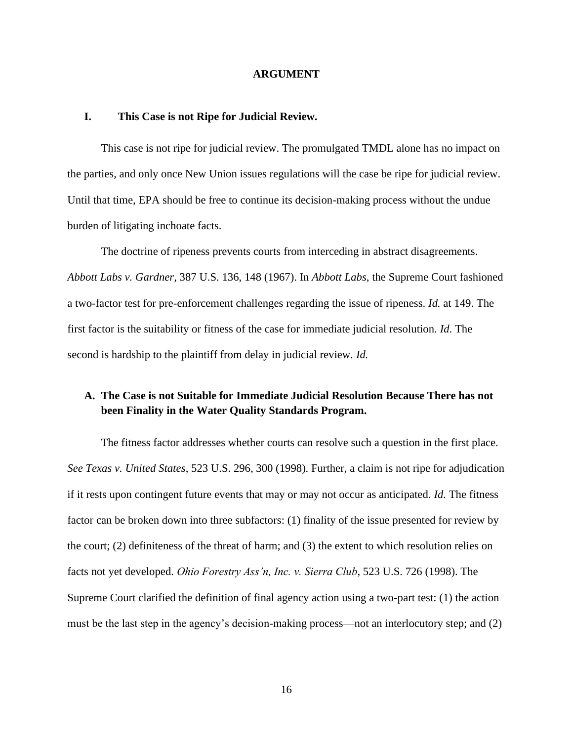## ARGUMENT

### I. This Case is not Ripe for Judicial Review.

This case is not ripe for judicial review. The promulgated TMDL alone has no impact on the parties, and only once New Union issues regulations will the case be ripe for judicial review. Until that time, EPA should be free to continue its decision-making process without the undue burden of litigating inchoate facts.

The doctrine of ripeness prevents courts from interceding in abstract disagreements. *Abbott Labs v. Gardner*, 387 U.S. 136, 148 (1967). In *Abbott Labs*, the Supreme Court fashioned a two-factor test for pre-enforcement challenges regarding the issue of ripeness. *Id.* at 149. The first factor is the suitability or fitness of the case for immediate judicial resolution. *Id*. The second is hardship to the plaintiff from delay in judicial review. *Id.*

#### A. The Case is not Suitable for Immediate Judicial Resolution Because There has not been Finality in the Water Quality Standards Program.

The fitness factor addresses whether courts can resolve such a question in the first place. *See Texas v. United States*, 523 U.S. 296, 300 (1998). Further, a claim is not ripe for adjudication if it rests upon contingent future events that may or may not occur as anticipated. *Id.* The fitness factor can be broken down into three subfactors: (1) finality of the issue presented for review by the court; (2) definiteness of the threat of harm; and (3) the extent to which resolution relies on facts not yet developed. *Ohio Forestry Ass'n, Inc. v. Sierra Club*, 523 U.S. 726 (1998). The Supreme Court clarified the definition of final agency action using a two-part test: (1) the action must be the last step in the agency's decision-making process—not an interlocutory step; and (2)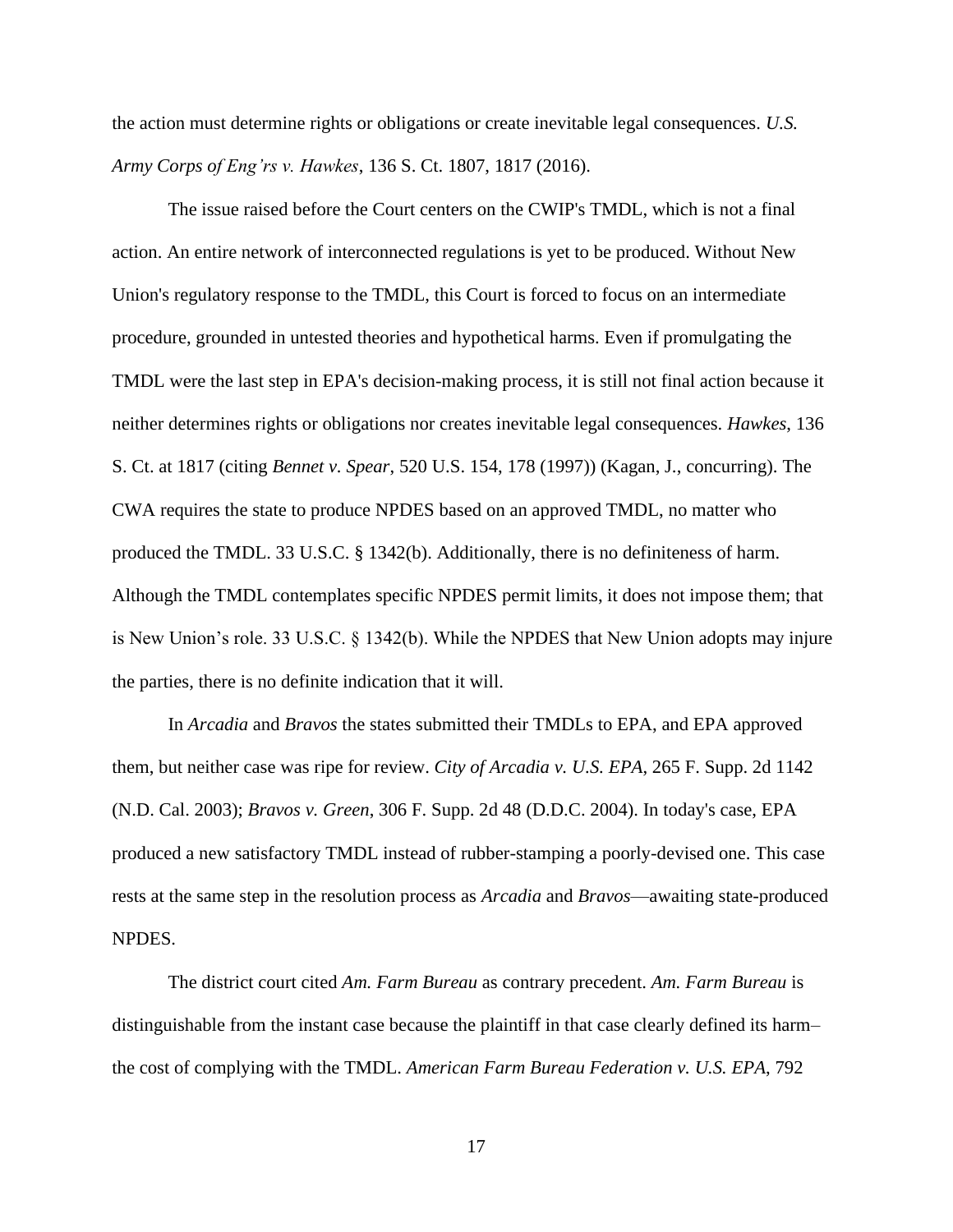the action must determine rights or obligations or create inevitable legal consequences. *U.S. Army Corps of Eng'rs v. Hawkes*, 136 S. Ct. 1807, 1817 (2016).

The issue raised before the Court centers on the CWIP's TMDL, which is not a final action. An entire network of interconnected regulations is yet to be produced. Without New Union's regulatory response to the TMDL, this Court is forced to focus on an intermediate procedure, grounded in untested theories and hypothetical harms. Even if promulgating the TMDL were the last step in EPA's decision-making process, it is still not final action because it neither determines rights or obligations nor creates inevitable legal consequences. *Hawkes*, 136 S. Ct. at 1817 (citing *Bennet v. Spear*, 520 U.S. 154, 178 (1997)) (Kagan, J., concurring). The CWA requires the state to produce NPDES based on an approved TMDL, no matter who produced the TMDL. 33 U.S.C. § 1342(b). Additionally, there is no definiteness of harm. Although the TMDL contemplates specific NPDES permit limits, it does not impose them; that is New Union's role. 33 U.S.C. § 1342(b). While the NPDES that New Union adopts may injure the parties, there is no definite indication that it will.

In *Arcadia* and *Bravos* the states submitted their TMDLs to EPA, and EPA approved them, but neither case was ripe for review. *City of Arcadia v. U.S. EPA*, 265 F. Supp. 2d 1142 (N.D. Cal. 2003); *Bravos v. Green*, 306 F. Supp. 2d 48 (D.D.C. 2004). In today's case, EPA produced a new satisfactory TMDL instead of rubber-stamping a poorly-devised one. This case rests at the same step in the resolution process as *Arcadia* and *Bravos*—awaiting state-produced NPDES.

The district court cited *Am. Farm Bureau* as contrary precedent. *Am. Farm Bureau* is distinguishable from the instant case because the plaintiff in that case clearly defined its harm–the cost of complying with the TMDL. *American Farm Bureau Federation v. U.S. EPA*, 792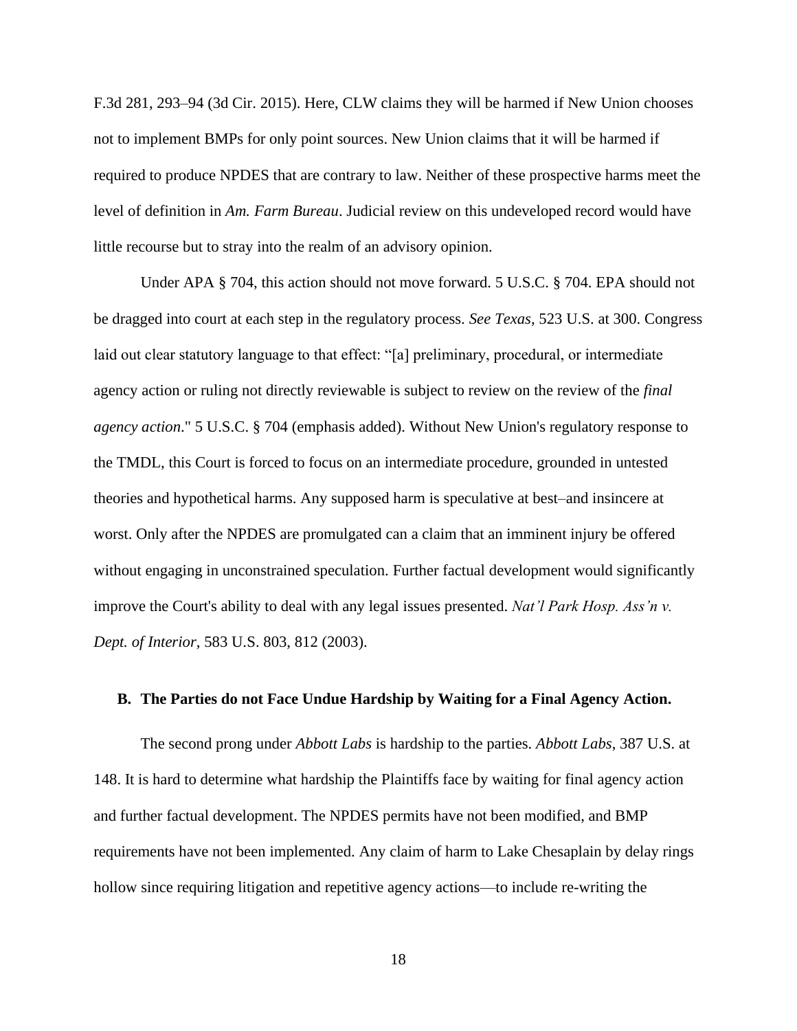F.3d 281, 293–94 (3d Cir. 2015). Here, CLW claims they will be harmed if New Union chooses not to implement BMPs for only point sources. New Union claims that it will be harmed if required to produce NPDES that are contrary to law. Neither of these prospective harms meet the level of definition in *Am. Farm Bureau*. Judicial review on this undeveloped record would have little recourse but to stray into the realm of an advisory opinion.

Under APA § 704, this action should not move forward. 5 U.S.C. § 704. EPA should not be dragged into court at each step in the regulatory process. *See Texas*, 523 U.S. at 300. Congress laid out clear statutory language to that effect: "[a] preliminary, procedural, or intermediate agency action or ruling not directly reviewable is subject to review on the review of the *final agency action*." 5 U.S.C. § 704 (emphasis added). Without New Union's regulatory response to the TMDL, this Court is forced to focus on an intermediate procedure, grounded in untested theories and hypothetical harms. Any supposed harm is speculative at best–and insincere at worst. Only after the NPDES are promulgated can a claim that an imminent injury be offered without engaging in unconstrained speculation. Further factual development would significantly improve the Court's ability to deal with any legal issues presented. *Nat'l Park Hosp. Ass'n v. Dept. of Interior*, 583 U.S. 803, 812 (2003).

### B. The Parties do not Face Undue Hardship by Waiting for a Final Agency Action.

The second prong under *Abbott Labs* is hardship to the parties. *Abbott Labs*, 387 U.S. at 148. It is hard to determine what hardship the Plaintiffs face by waiting for final agency action and further factual development. The NPDES permits have not been modified, and BMP requirements have not been implemented. Any claim of harm to Lake Chesaplain by delay rings hollow since requiring litigation and repetitive agency actions—to include re-writing the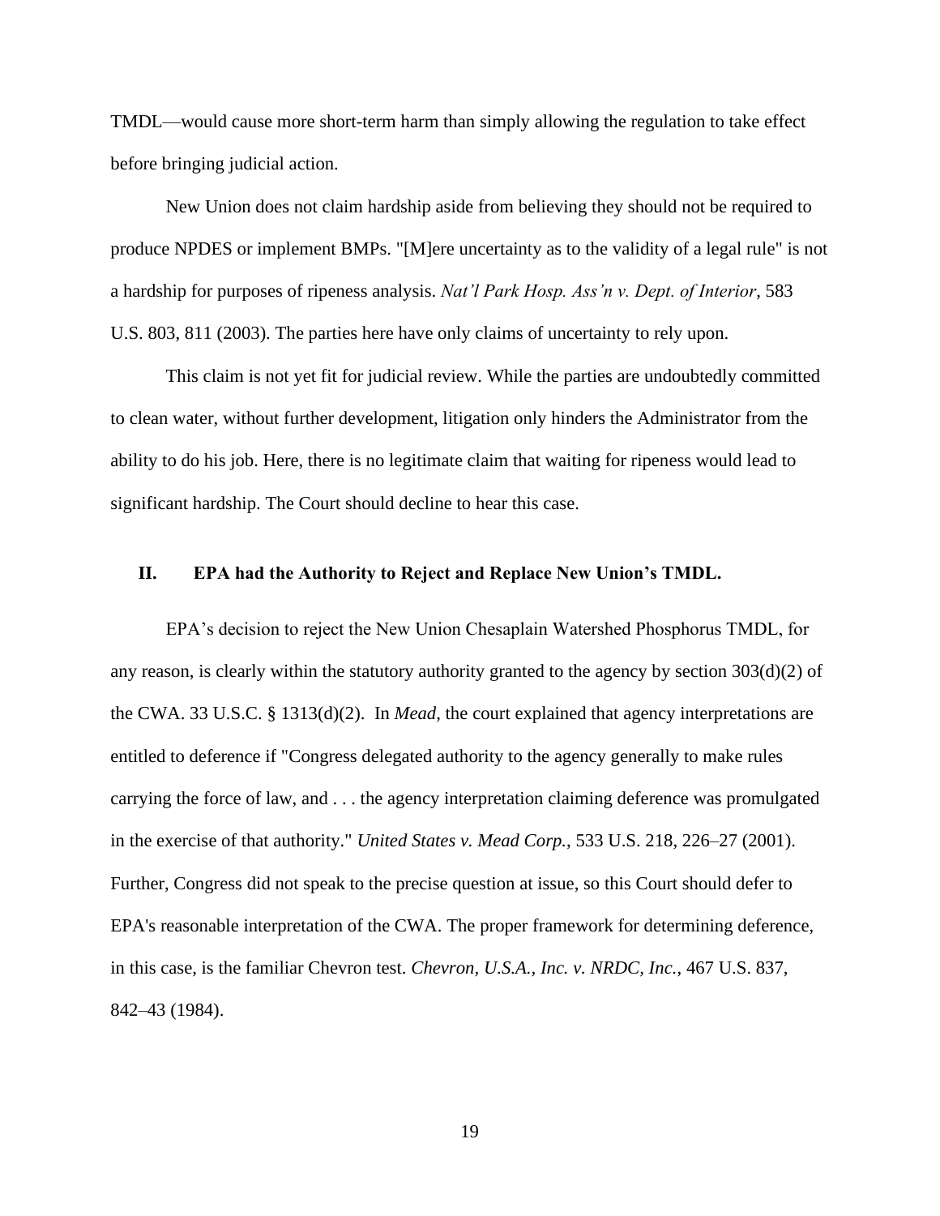TMDL—would cause more short-term harm than simply allowing the regulation to take effect before bringing judicial action.

New Union does not claim hardship aside from believing they should not be required to produce NPDES or implement BMPs. "[M]ere uncertainty as to the validity of a legal rule" is not a hardship for purposes of ripeness analysis. *Nat'l Park Hosp. Ass'n v. Dept. of Interior*, 583 U.S. 803, 811 (2003). The parties here have only claims of uncertainty to rely upon.

This claim is not yet fit for judicial review. While the parties are undoubtedly committed to clean water, without further development, litigation only hinders the Administrator from the ability to do his job. Here, there is no legitimate claim that waiting for ripeness would lead to significant hardship. The Court should decline to hear this case.

## II. EPA had the Authority to Reject and Replace New Union's TMDL.

EPA's decision to reject the New Union Chesaplain Watershed Phosphorus TMDL, for any reason, is clearly within the statutory authority granted to the agency by section 303(d)(2) of the CWA. 33 U.S.C. § 1313(d)(2). In *Mead*, the court explained that agency interpretations are entitled to deference if "Congress delegated authority to the agency generally to make rules carrying the force of law, and . . . the agency interpretation claiming deference was promulgated in the exercise of that authority." *United States v. Mead Corp.*, 533 U.S. 218, 226–27 (2001). Further, Congress did not speak to the precise question at issue, so this Court should defer to EPA's reasonable interpretation of the CWA. The proper framework for determining deference, in this case, is the familiar Chevron test. *Chevron, U.S.A., Inc. v. NRDC, Inc.*, 467 U.S. 837, 842–43 (1984).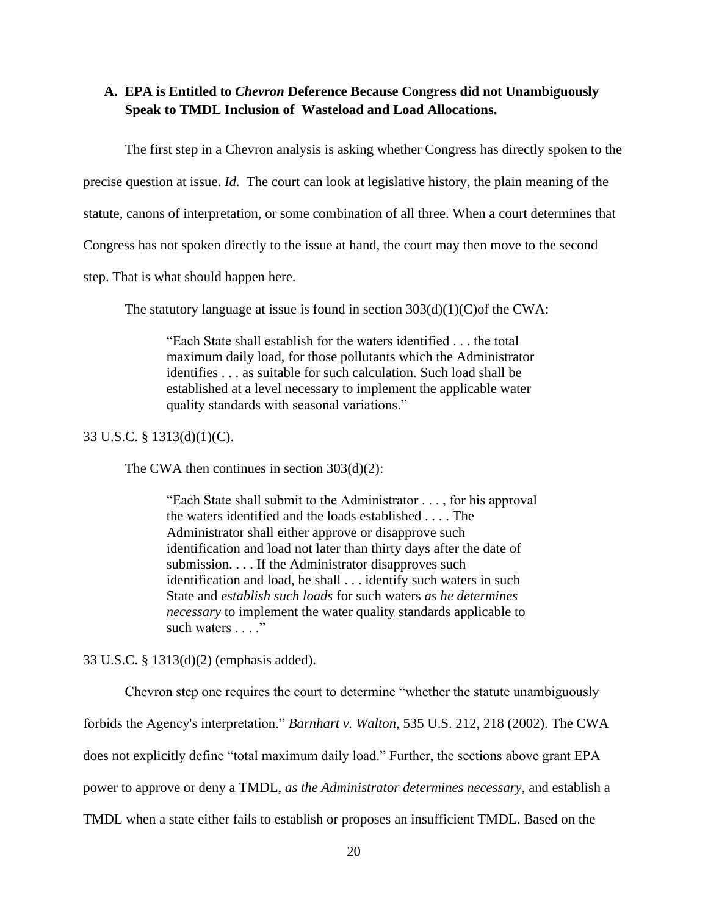### A. EPA is Entitled to *Chevron* Deference Because Congress did not Unambiguously Speak to TMDL Inclusion of Wasteload and Load Allocations.

The first step in a Chevron analysis is asking whether Congress has directly spoken to the precise question at issue. *Id*. The court can look at legislative history, the plain meaning of the statute, canons of interpretation, or some combination of all three. When a court determines that Congress has not spoken directly to the issue at hand, the court may then move to the second step. That is what should happen here.

The statutory language at issue is found in section 303(d)(1)(C)of the CWA:

> "Each State shall establish for the waters identified . . . the total maximum daily load, for those pollutants which the Administrator identifies . . . as suitable for such calculation. Such load shall be established at a level necessary to implement the applicable water quality standards with seasonal variations."

33 U.S.C. § 1313(d)(1)(C).

The CWA then continues in section 303(d)(2):

> "Each State shall submit to the Administrator . . . , for his approval the waters identified and the loads established . . . . The Administrator shall either approve or disapprove such identification and load not later than thirty days after the date of submission. . . . If the Administrator disapproves such identification and load, he shall . . . identify such waters in such State and *establish such loads* for such waters *as he determines necessary* to implement the water quality standards applicable to such waters . . . ."

33 U.S.C. § 1313(d)(2) (emphasis added).

Chevron step one requires the court to determine "whether the statute unambiguously forbids the Agency's interpretation." *Barnhart v. Walton*, 535 U.S. 212, 218 (2002). The CWA does not explicitly define "total maximum daily load." Further, the sections above grant EPA power to approve or deny a TMDL, *as the Administrator determines necessary*, and establish a TMDL when a state either fails to establish or proposes an insufficient TMDL. Based on the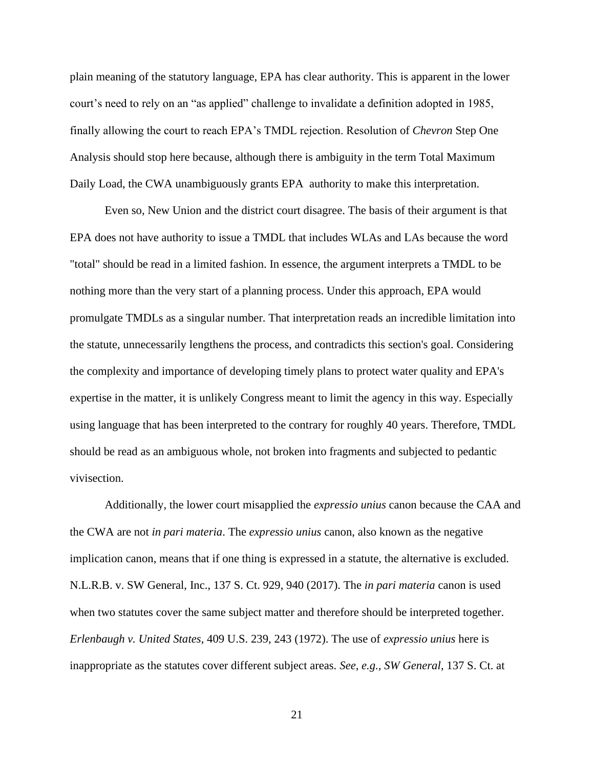plain meaning of the statutory language, EPA has clear authority. This is apparent in the lower court's need to rely on an "as applied" challenge to invalidate a definition adopted in 1985, finally allowing the court to reach EPA's TMDL rejection. Resolution of *Chevron* Step One Analysis should stop here because, although there is ambiguity in the term Total Maximum Daily Load, the CWA unambiguously grants EPA authority to make this interpretation.

Even so, New Union and the district court disagree. The basis of their argument is that EPA does not have authority to issue a TMDL that includes WLAs and LAs because the word "total" should be read in a limited fashion. In essence, the argument interprets a TMDL to be nothing more than the very start of a planning process. Under this approach, EPA would promulgate TMDLs as a singular number. That interpretation reads an incredible limitation into the statute, unnecessarily lengthens the process, and contradicts this section's goal. Considering the complexity and importance of developing timely plans to protect water quality and EPA's expertise in the matter, it is unlikely Congress meant to limit the agency in this way. Especially using language that has been interpreted to the contrary for roughly 40 years. Therefore, TMDL should be read as an ambiguous whole, not broken into fragments and subjected to pedantic vivisection.

Additionally, the lower court misapplied the *expressio unius* canon because the CAA and the CWA are not *in pari materia*. The *expressio unius* canon, also known as the negative implication canon, means that if one thing is expressed in a statute, the alternative is excluded. N.L.R.B. v. SW General, Inc., 137 S. Ct. 929, 940 (2017). The *in pari materia* canon is used when two statutes cover the same subject matter and therefore should be interpreted together. *Erlenbaugh v. United States*, 409 U.S. 239, 243 (1972). The use of *expressio unius* here is inappropriate as the statutes cover different subject areas. *See, e.g.*, *SW General*, 137 S. Ct. at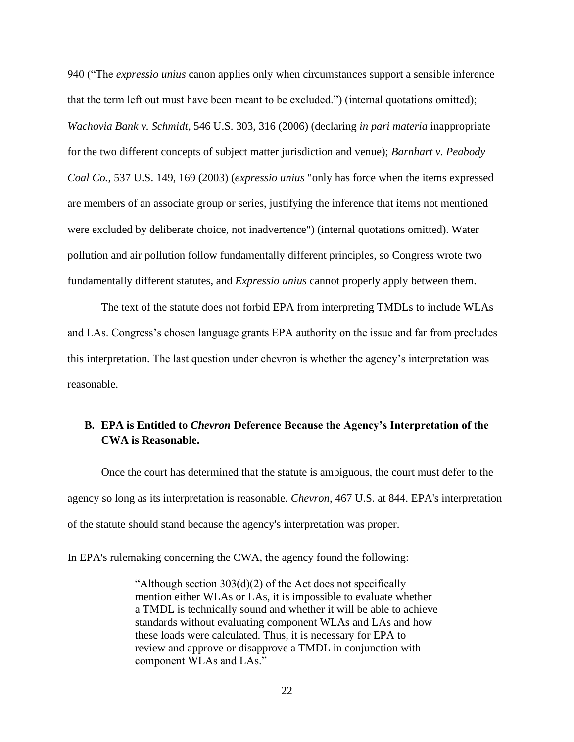940 (“The *expressio unius* canon applies only when circumstances support a sensible inference that the term left out must have been meant to be excluded.”) (internal quotations omitted); *Wachovia Bank v. Schmidt*, 546 U.S. 303, 316 (2006) (declaring *in pari materia* inappropriate for the two different concepts of subject matter jurisdiction and venue); *Barnhart v. Peabody Coal Co.*, 537 U.S. 149, 169 (2003) (*expressio unius* "only has force when the items expressed are members of an associate group or series, justifying the inference that items not mentioned were excluded by deliberate choice, not inadvertence") (internal quotations omitted). Water pollution and air pollution follow fundamentally different principles, so Congress wrote two fundamentally different statutes, and *Expressio unius* cannot properly apply between them.

The text of the statute does not forbid EPA from interpreting TMDLs to include WLAs and LAs. Congress’s chosen language grants EPA authority on the issue and far from precludes this interpretation. The last question under chevron is whether the agency’s interpretation was reasonable.

### B. EPA is Entitled to *Chevron* Deference Because the Agency’s Interpretation of the CWA is Reasonable.

Once the court has determined that the statute is ambiguous, the court must defer to the agency so long as its interpretation is reasonable. *Chevron*, 467 U.S. at 844. EPA's interpretation of the statute should stand because the agency's interpretation was proper.

In EPA's rulemaking concerning the CWA, the agency found the following:

> “Although section 303(d)(2) of the Act does not specifically mention either WLAs or LAs, it is impossible to evaluate whether a TMDL is technically sound and whether it will be able to achieve standards without evaluating component WLAs and LAs and how these loads were calculated. Thus, it is necessary for EPA to review and approve or disapprove a TMDL in conjunction with component WLAs and LAs.”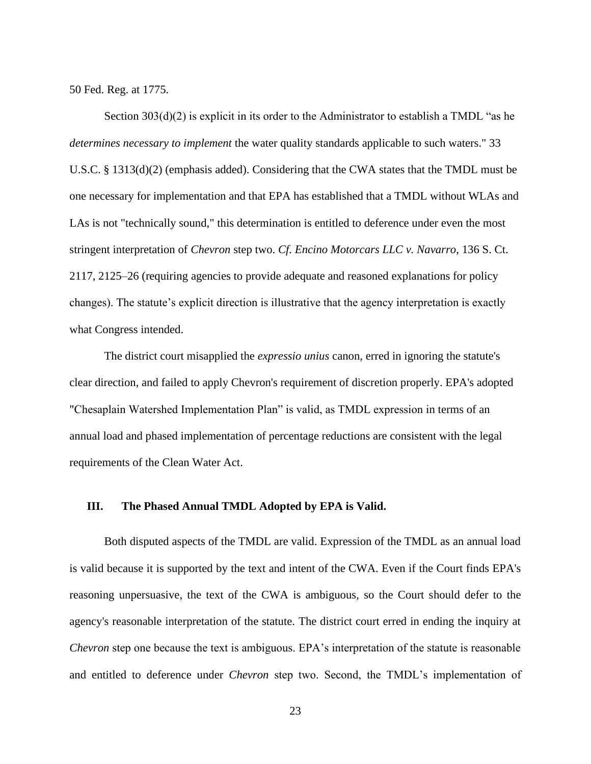50 Fed. Reg. at 1775.

Section 303(d)(2) is explicit in its order to the Administrator to establish a TMDL "as he *determines necessary to implement* the water quality standards applicable to such waters." 33 U.S.C. § 1313(d)(2) (emphasis added). Considering that the CWA states that the TMDL must be one necessary for implementation and that EPA has established that a TMDL without WLAs and LAs is not "technically sound," this determination is entitled to deference under even the most stringent interpretation of *Chevron* step two. *Cf. Encino Motorcars LLC v. Navarro*, 136 S. Ct. 2117, 2125–26 (requiring agencies to provide adequate and reasoned explanations for policy changes). The statute's explicit direction is illustrative that the agency interpretation is exactly what Congress intended.

The district court misapplied the *expressio unius* canon, erred in ignoring the statute's clear direction, and failed to apply Chevron's requirement of discretion properly. EPA's adopted "Chesaplain Watershed Implementation Plan" is valid, as TMDL expression in terms of an annual load and phased implementation of percentage reductions are consistent with the legal requirements of the Clean Water Act.

## III. The Phased Annual TMDL Adopted by EPA is Valid.

Both disputed aspects of the TMDL are valid. Expression of the TMDL as an annual load is valid because it is supported by the text and intent of the CWA. Even if the Court finds EPA's reasoning unpersuasive, the text of the CWA is ambiguous, so the Court should defer to the agency's reasonable interpretation of the statute. The district court erred in ending the inquiry at *Chevron* step one because the text is ambiguous. EPA's interpretation of the statute is reasonable and entitled to deference under *Chevron* step two. Second, the TMDL's implementation of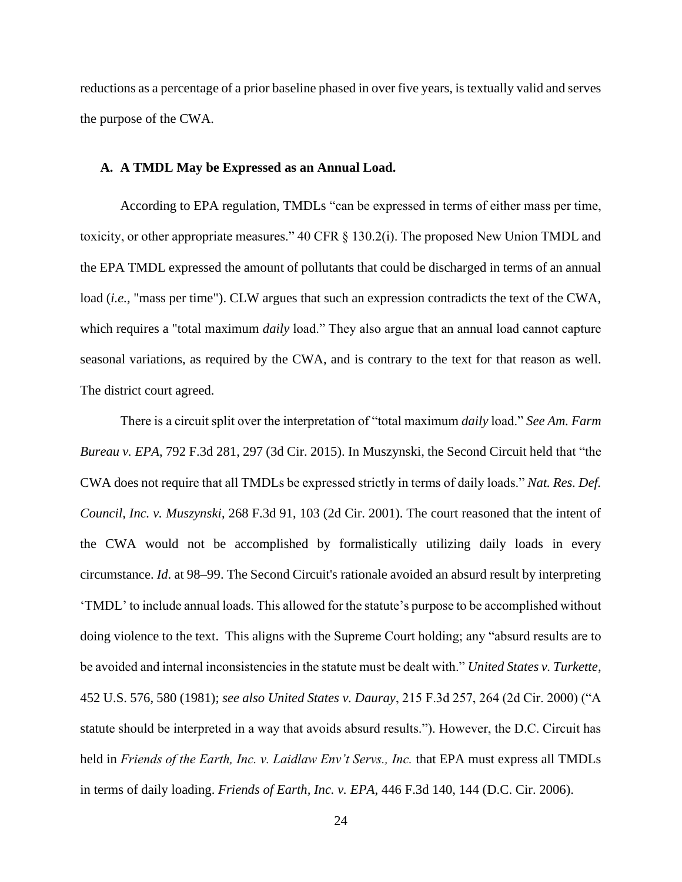reductions as a percentage of a prior baseline phased in over five years, is textually valid and serves the purpose of the CWA.

### A. A TMDL May be Expressed as an Annual Load.

According to EPA regulation, TMDLs "can be expressed in terms of either mass per time, toxicity, or other appropriate measures." 40 CFR § 130.2(i). The proposed New Union TMDL and the EPA TMDL expressed the amount of pollutants that could be discharged in terms of an annual load (*i.e.,* "mass per time"). CLW argues that such an expression contradicts the text of the CWA, which requires a "total maximum *daily* load." They also argue that an annual load cannot capture seasonal variations, as required by the CWA, and is contrary to the text for that reason as well. The district court agreed.

There is a circuit split over the interpretation of "total maximum *daily* load." *See Am. Farm Bureau v. EPA*, 792 F.3d 281, 297 (3d Cir. 2015). In Muszynski, the Second Circuit held that "the CWA does not require that all TMDLs be expressed strictly in terms of daily loads." *Nat. Res. Def. Council, Inc. v. Muszynski*, 268 F.3d 91, 103 (2d Cir. 2001). The court reasoned that the intent of the CWA would not be accomplished by formalistically utilizing daily loads in every circumstance. *Id*. at 98–99. The Second Circuit's rationale avoided an absurd result by interpreting 'TMDL' to include annual loads. This allowed for the statute's purpose to be accomplished without doing violence to the text. This aligns with the Supreme Court holding; any "absurd results are to be avoided and internal inconsistencies in the statute must be dealt with." *United States v. Turkette*, 452 U.S. 576, 580 (1981); *see also United States v. Dauray*, 215 F.3d 257, 264 (2d Cir. 2000) ("A statute should be interpreted in a way that avoids absurd results."). However, the D.C. Circuit has held in *Friends of the Earth, Inc. v. Laidlaw Env't Servs., Inc.* that EPA must express all TMDLs in terms of daily loading. *Friends of Earth, Inc. v. EPA*, 446 F.3d 140, 144 (D.C. Cir. 2006).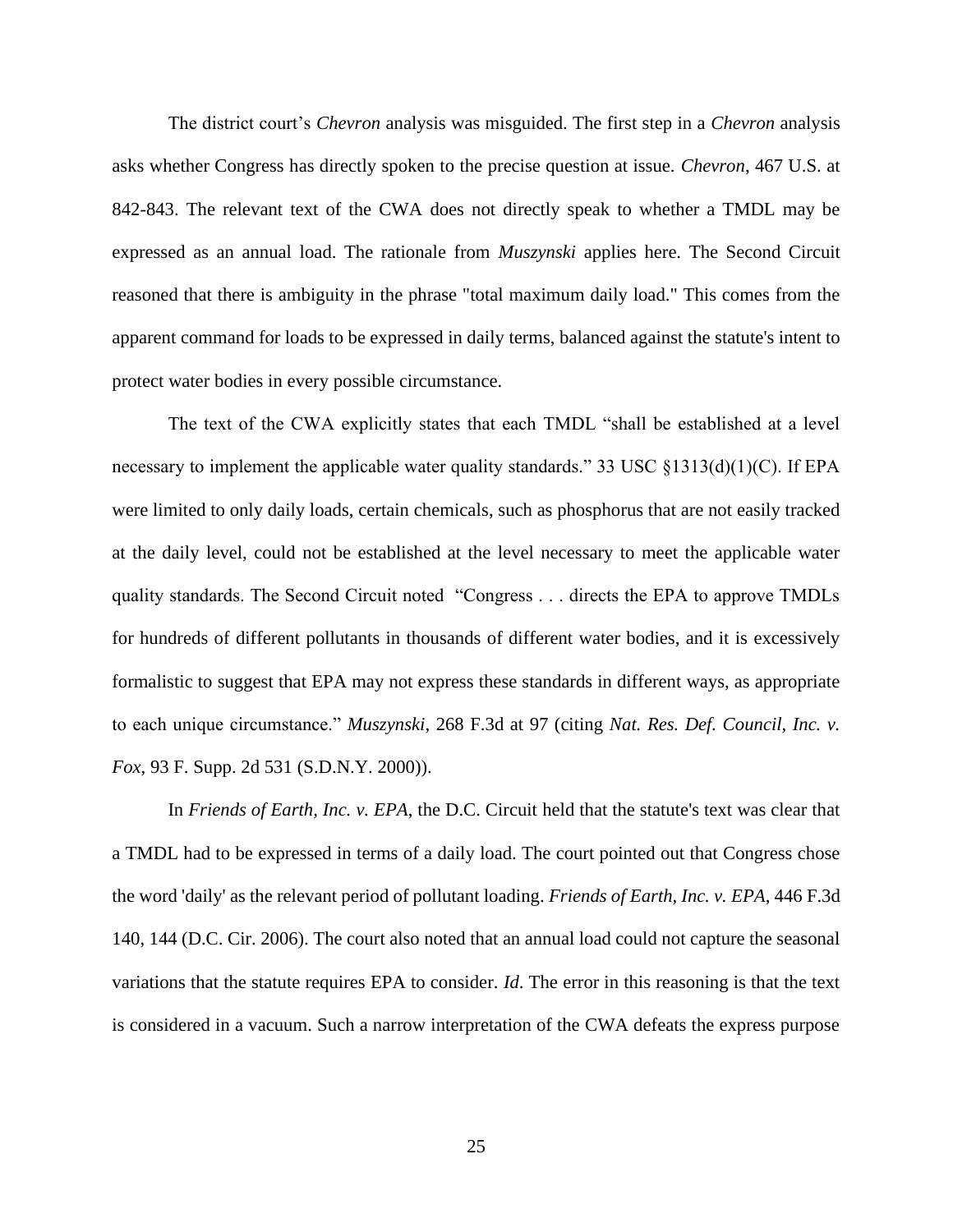The district court's *Chevron* analysis was misguided. The first step in a *Chevron* analysis asks whether Congress has directly spoken to the precise question at issue. *Chevron*, 467 U.S. at 842-843. The relevant text of the CWA does not directly speak to whether a TMDL may be expressed as an annual load. The rationale from *Muszynski* applies here. The Second Circuit reasoned that there is ambiguity in the phrase "total maximum daily load." This comes from the apparent command for loads to be expressed in daily terms, balanced against the statute's intent to protect water bodies in every possible circumstance.

The text of the CWA explicitly states that each TMDL "shall be established at a level necessary to implement the applicable water quality standards." 33 USC §1313(d)(1)(C). If EPA were limited to only daily loads, certain chemicals, such as phosphorus that are not easily tracked at the daily level, could not be established at the level necessary to meet the applicable water quality standards. The Second Circuit noted "Congress . . . directs the EPA to approve TMDLs for hundreds of different pollutants in thousands of different water bodies, and it is excessively formalistic to suggest that EPA may not express these standards in different ways, as appropriate to each unique circumstance." *Muszynski*, 268 F.3d at 97 (citing *Nat. Res. Def. Council, Inc. v. Fox*, 93 F. Supp. 2d 531 (S.D.N.Y. 2000)).

In *Friends of Earth, Inc. v. EPA*, the D.C. Circuit held that the statute's text was clear that a TMDL had to be expressed in terms of a daily load. The court pointed out that Congress chose the word 'daily' as the relevant period of pollutant loading. *Friends of Earth, Inc. v. EPA*, 446 F.3d 140, 144 (D.C. Cir. 2006). The court also noted that an annual load could not capture the seasonal variations that the statute requires EPA to consider. *Id.* The error in this reasoning is that the text is considered in a vacuum. Such a narrow interpretation of the CWA defeats the express purpose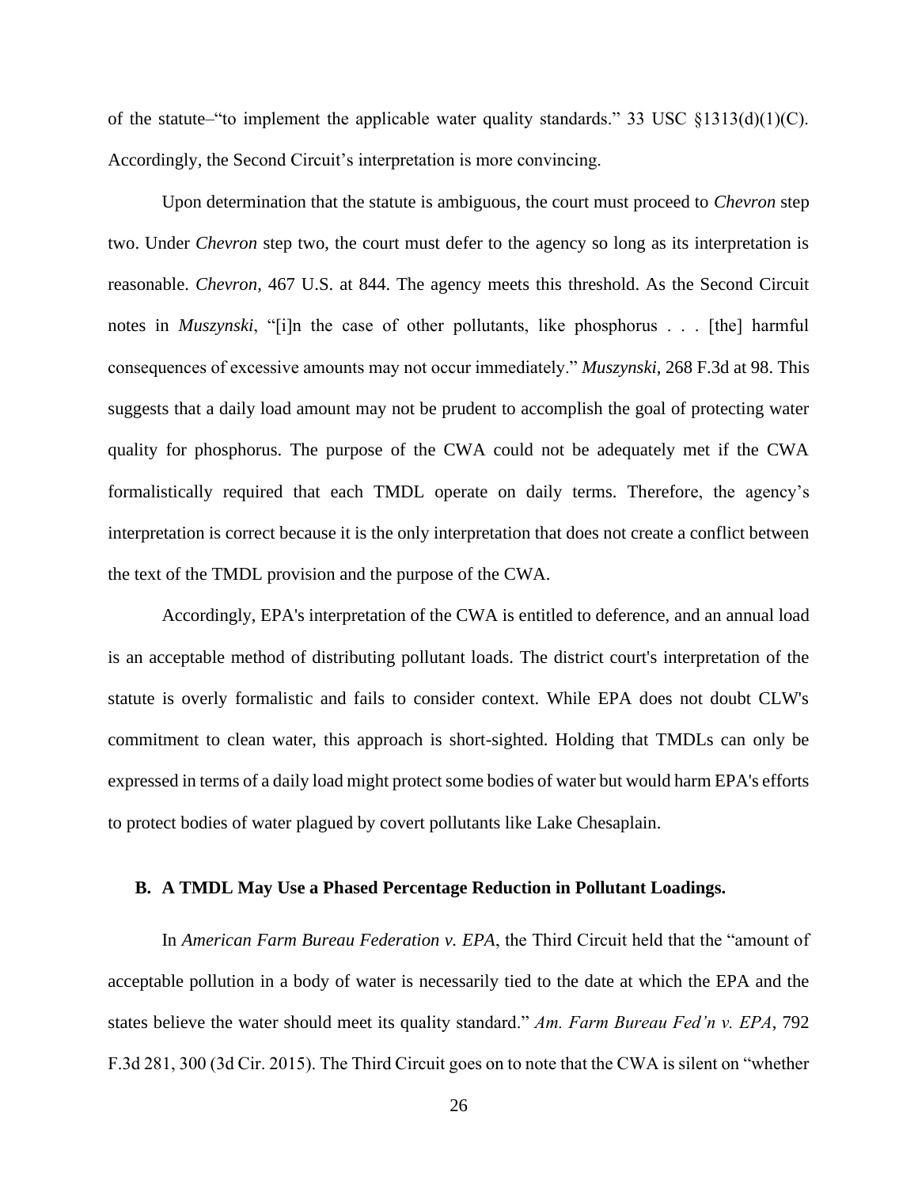of the statute–"to implement the applicable water quality standards." 33 USC §1313(d)(1)(C). Accordingly, the Second Circuit's interpretation is more convincing.

Upon determination that the statute is ambiguous, the court must proceed to *Chevron* step two. Under *Chevron* step two, the court must defer to the agency so long as its interpretation is reasonable. *Chevron*, 467 U.S. at 844. The agency meets this threshold. As the Second Circuit notes in *Muszynski*, "[i]n the case of other pollutants, like phosphorus . . . [the] harmful consequences of excessive amounts may not occur immediately." *Muszynski*, 268 F.3d at 98. This suggests that a daily load amount may not be prudent to accomplish the goal of protecting water quality for phosphorus. The purpose of the CWA could not be adequately met if the CWA formalistically required that each TMDL operate on daily terms. Therefore, the agency's interpretation is correct because it is the only interpretation that does not create a conflict between the text of the TMDL provision and the purpose of the CWA.

Accordingly, EPA's interpretation of the CWA is entitled to deference, and an annual load is an acceptable method of distributing pollutant loads. The district court's interpretation of the statute is overly formalistic and fails to consider context. While EPA does not doubt CLW's commitment to clean water, this approach is short-sighted. Holding that TMDLs can only be expressed in terms of a daily load might protect some bodies of water but would harm EPA's efforts to protect bodies of water plagued by covert pollutants like Lake Chesaplain.

### B. A TMDL May Use a Phased Percentage Reduction in Pollutant Loadings.

In *American Farm Bureau Federation v. EPA*, the Third Circuit held that the "amount of acceptable pollution in a body of water is necessarily tied to the date at which the EPA and the states believe the water should meet its quality standard." *Am. Farm Bureau Fed'n v. EPA*, 792 F.3d 281, 300 (3d Cir. 2015). The Third Circuit goes on to note that the CWA is silent on "whether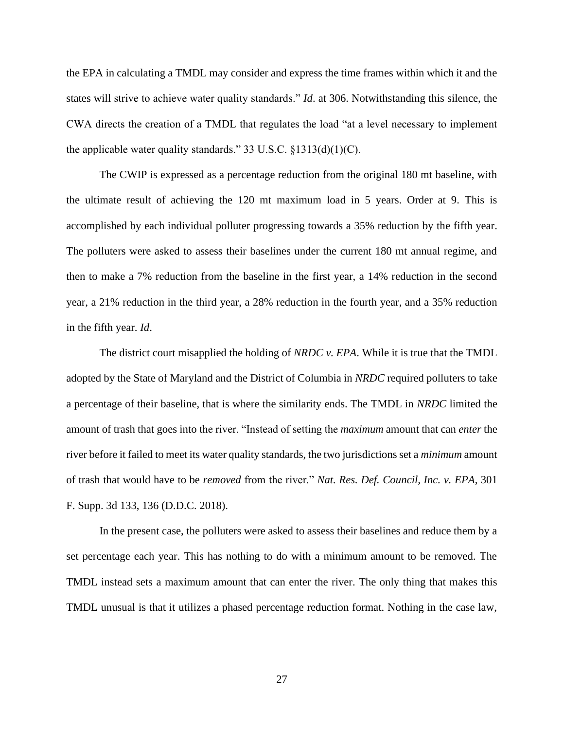the EPA in calculating a TMDL may consider and express the time frames within which it and the states will strive to achieve water quality standards." *Id*. at 306. Notwithstanding this silence, the CWA directs the creation of a TMDL that regulates the load "at a level necessary to implement the applicable water quality standards." 33 U.S.C. §1313(d)(1)(C).

The CWIP is expressed as a percentage reduction from the original 180 mt baseline, with the ultimate result of achieving the 120 mt maximum load in 5 years. Order at 9. This is accomplished by each individual polluter progressing towards a 35% reduction by the fifth year. The polluters were asked to assess their baselines under the current 180 mt annual regime, and then to make a 7% reduction from the baseline in the first year, a 14% reduction in the second year, a 21% reduction in the third year, a 28% reduction in the fourth year, and a 35% reduction in the fifth year. *Id*.

The district court misapplied the holding of *NRDC v. EPA*. While it is true that the TMDL adopted by the State of Maryland and the District of Columbia in *NRDC* required polluters to take a percentage of their baseline, that is where the similarity ends. The TMDL in *NRDC* limited the amount of trash that goes into the river. "Instead of setting the *maximum* amount that can *enter* the river before it failed to meet its water quality standards, the two jurisdictions set a *minimum* amount of trash that would have to be *removed* from the river." *Nat. Res. Def. Council, Inc. v. EPA*, 301 F. Supp. 3d 133, 136 (D.D.C. 2018).

In the present case, the polluters were asked to assess their baselines and reduce them by a set percentage each year. This has nothing to do with a minimum amount to be removed. The TMDL instead sets a maximum amount that can enter the river. The only thing that makes this TMDL unusual is that it utilizes a phased percentage reduction format. Nothing in the case law,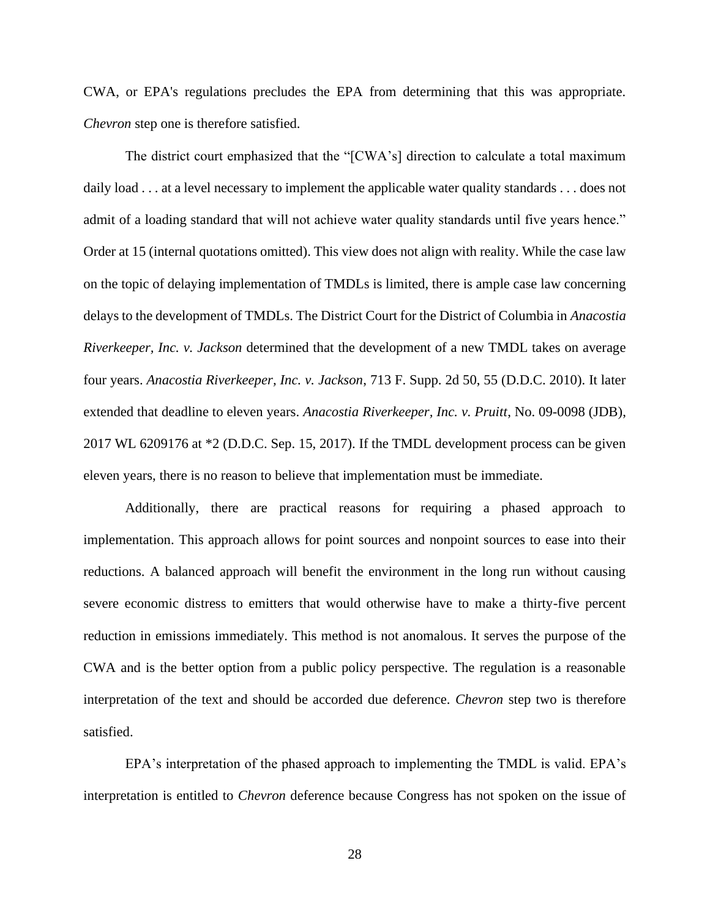CWA, or EPA's regulations precludes the EPA from determining that this was appropriate. *Chevron* step one is therefore satisfied.

The district court emphasized that the "[CWA's] direction to calculate a total maximum daily load . . . at a level necessary to implement the applicable water quality standards . . . does not admit of a loading standard that will not achieve water quality standards until five years hence." Order at 15 (internal quotations omitted). This view does not align with reality. While the case law on the topic of delaying implementation of TMDLs is limited, there is ample case law concerning delays to the development of TMDLs. The District Court for the District of Columbia in *Anacostia Riverkeeper, Inc. v. Jackson* determined that the development of a new TMDL takes on average four years. *Anacostia Riverkeeper, Inc. v. Jackson*, 713 F. Supp. 2d 50, 55 (D.D.C. 2010). It later extended that deadline to eleven years. *Anacostia Riverkeeper, Inc. v. Pruitt*, No. 09-0098 (JDB), 2017 WL 6209176 at *2 (D.D.C. Sep. 15, 2017). If the TMDL development process can be given eleven years, there is no reason to believe that implementation must be immediate.

Additionally, there are practical reasons for requiring a phased approach to implementation. This approach allows for point sources and nonpoint sources to ease into their reductions. A balanced approach will benefit the environment in the long run without causing severe economic distress to emitters that would otherwise have to make a thirty-five percent reduction in emissions immediately. This method is not anomalous. It serves the purpose of the CWA and is the better option from a public policy perspective. The regulation is a reasonable interpretation of the text and should be accorded due deference. *Chevron* step two is therefore satisfied.

EPA's interpretation of the phased approach to implementing the TMDL is valid. EPA's interpretation is entitled to *Chevron* deference because Congress has not spoken on the issue of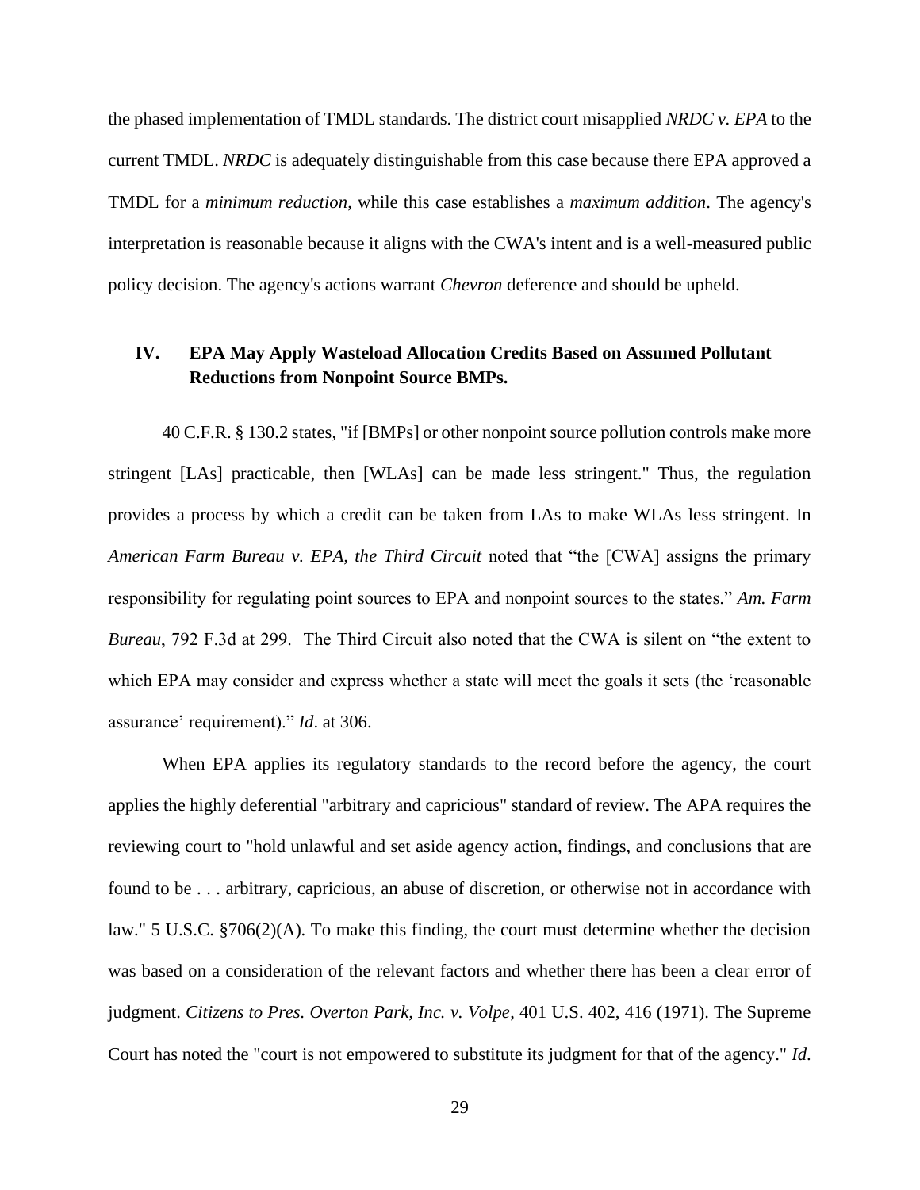the phased implementation of TMDL standards. The district court misapplied *NRDC v. EPA* to the current TMDL. *NRDC* is adequately distinguishable from this case because there EPA approved a TMDL for a *minimum reduction*, while this case establishes a *maximum addition*. The agency's interpretation is reasonable because it aligns with the CWA's intent and is a well-measured public policy decision. The agency's actions warrant *Chevron* deference and should be upheld.

## IV. EPA May Apply Wasteload Allocation Credits Based on Assumed Pollutant Reductions from Nonpoint Source BMPs.

40 C.F.R. § 130.2 states, "if [BMPs] or other nonpoint source pollution controls make more stringent [LAs] practicable, then [WLAs] can be made less stringent." Thus, the regulation provides a process by which a credit can be taken from LAs to make WLAs less stringent. In *American Farm Bureau v. EPA, the Third Circuit* noted that "the [CWA] assigns the primary responsibility for regulating point sources to EPA and nonpoint sources to the states." *Am. Farm Bureau*, 792 F.3d at 299. The Third Circuit also noted that the CWA is silent on "the extent to which EPA may consider and express whether a state will meet the goals it sets (the 'reasonable assurance' requirement)." *Id*. at 306.

When EPA applies its regulatory standards to the record before the agency, the court applies the highly deferential "arbitrary and capricious" standard of review. The APA requires the reviewing court to "hold unlawful and set aside agency action, findings, and conclusions that are found to be . . . arbitrary, capricious, an abuse of discretion, or otherwise not in accordance with law." 5 U.S.C. §706(2)(A). To make this finding, the court must determine whether the decision was based on a consideration of the relevant factors and whether there has been a clear error of judgment. *Citizens to Pres. Overton Park, Inc. v. Volpe*, 401 U.S. 402, 416 (1971). The Supreme Court has noted the "court is not empowered to substitute its judgment for that of the agency." *Id*.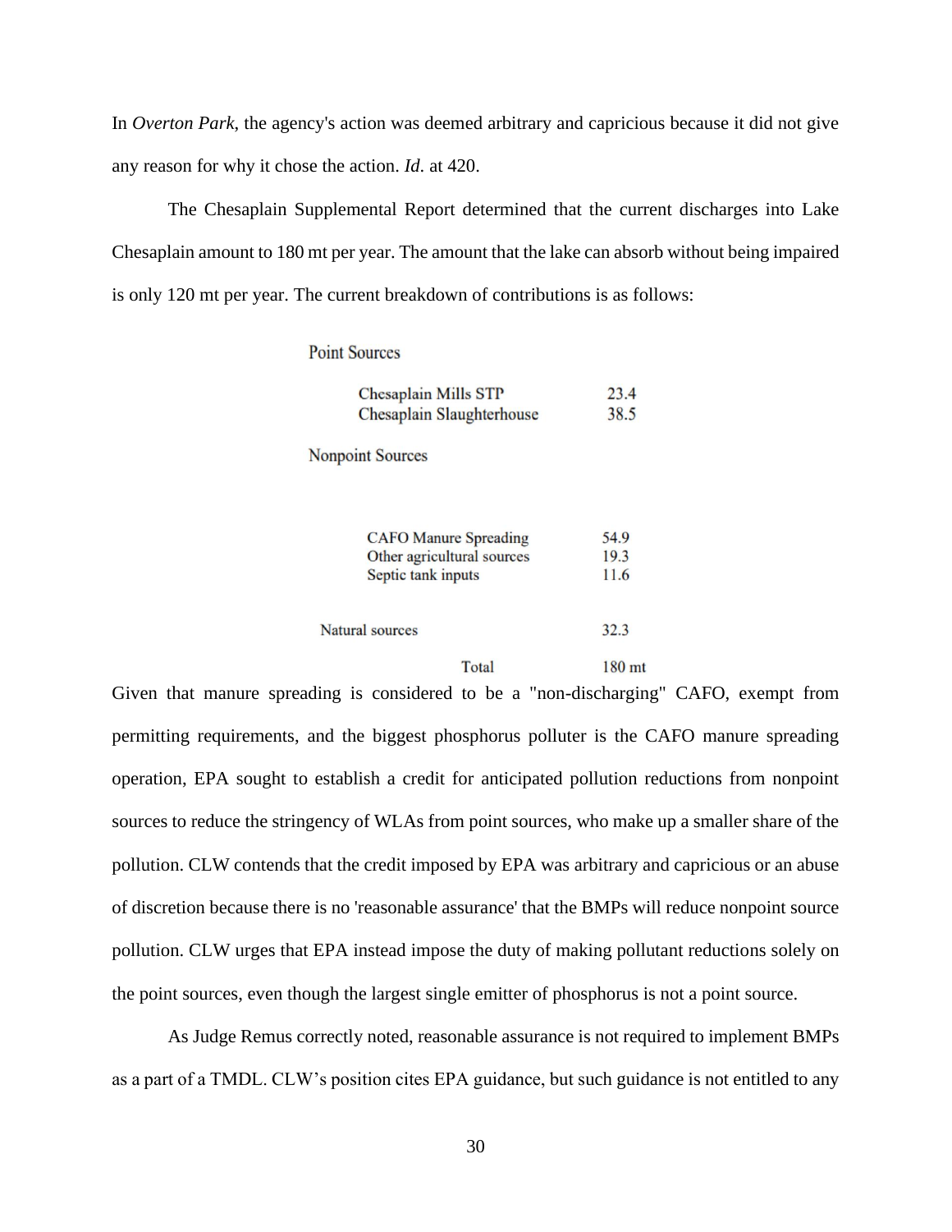In *Overton Park*, the agency's action was deemed arbitrary and capricious because it did not give any reason for why it chose the action. *Id*. at 420.

The Chesaplain Supplemental Report determined that the current discharges into Lake Chesaplain amount to 180 mt per year. The amount that the lake can absorb without being impaired is only 120 mt per year. The current breakdown of contributions is as follows:

| | |
|---|---|
| **Point Sources** | |
| Chesaplain Mills STP | 23.4 |
| Chesaplain Slaughterhouse | 38.5 |
| **Nonpoint Sources** | |
| CAFO Manure Spreading | 54.9 |
| Other agricultural sources | 19.3 |
| Septic tank inputs | 11.6 |
| Natural sources | 32.3 |
| Total | 180 mt |

Given that manure spreading is considered to be a "non-discharging" CAFO, exempt from permitting requirements, and the biggest phosphorus polluter is the CAFO manure spreading operation, EPA sought to establish a credit for anticipated pollution reductions from nonpoint sources to reduce the stringency of WLAs from point sources, who make up a smaller share of the pollution. CLW contends that the credit imposed by EPA was arbitrary and capricious or an abuse of discretion because there is no 'reasonable assurance' that the BMPs will reduce nonpoint source pollution. CLW urges that EPA instead impose the duty of making pollutant reductions solely on the point sources, even though the largest single emitter of phosphorus is not a point source.

As Judge Remus correctly noted, reasonable assurance is not required to implement BMPs as a part of a TMDL. CLW's position cites EPA guidance, but such guidance is not entitled to any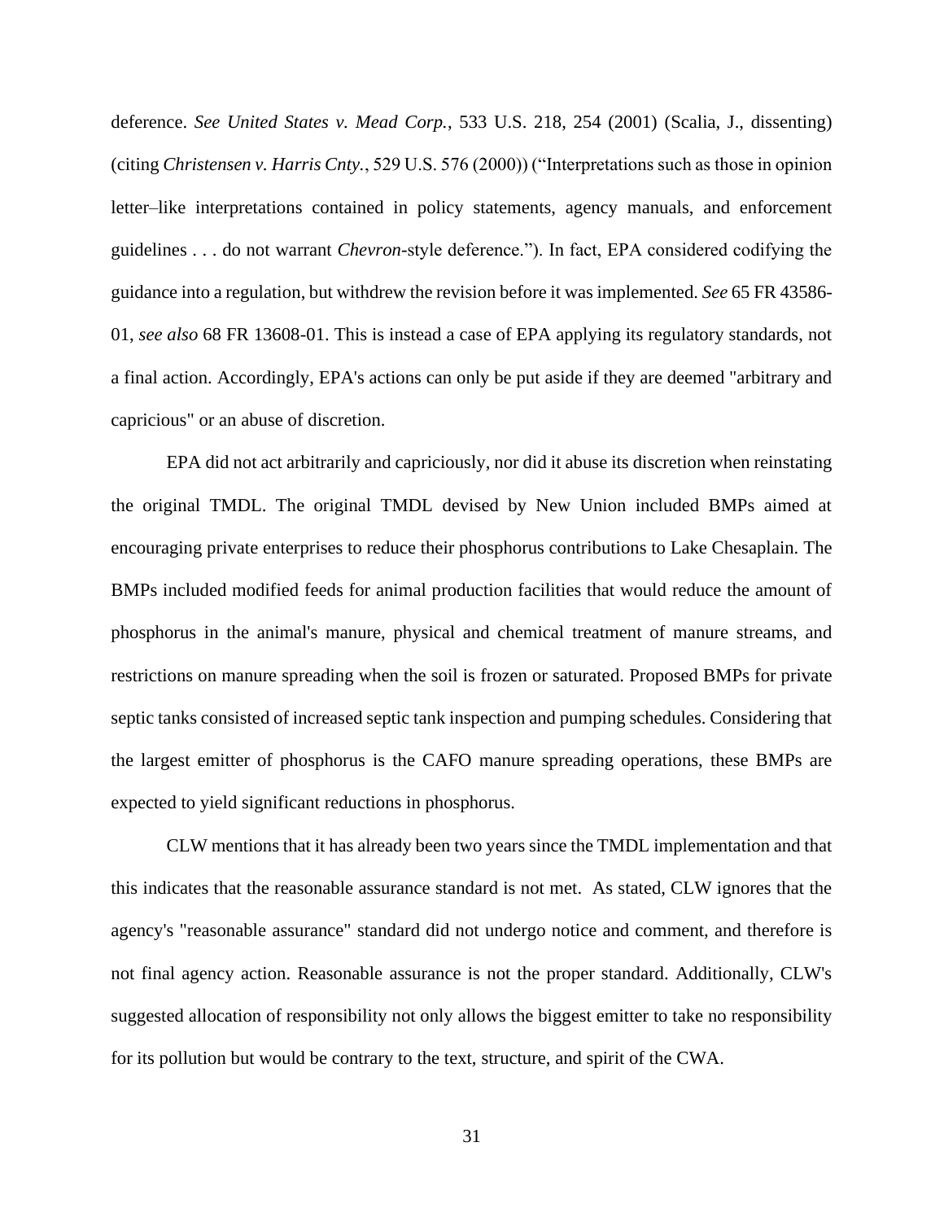deference. *See United States v. Mead Corp.*, 533 U.S. 218, 254 (2001) (Scalia, J., dissenting) (citing *Christensen v. Harris Cnty.*, 529 U.S. 576 (2000)) ("Interpretations such as those in opinion letter–like interpretations contained in policy statements, agency manuals, and enforcement guidelines . . . do not warrant *Chevron*-style deference."). In fact, EPA considered codifying the guidance into a regulation, but withdrew the revision before it was implemented. *See* 65 FR 43586-01, *see also* 68 FR 13608-01. This is instead a case of EPA applying its regulatory standards, not a final action. Accordingly, EPA's actions can only be put aside if they are deemed "arbitrary and capricious" or an abuse of discretion.

EPA did not act arbitrarily and capriciously, nor did it abuse its discretion when reinstating the original TMDL. The original TMDL devised by New Union included BMPs aimed at encouraging private enterprises to reduce their phosphorus contributions to Lake Chesaplain. The BMPs included modified feeds for animal production facilities that would reduce the amount of phosphorus in the animal's manure, physical and chemical treatment of manure streams, and restrictions on manure spreading when the soil is frozen or saturated. Proposed BMPs for private septic tanks consisted of increased septic tank inspection and pumping schedules. Considering that the largest emitter of phosphorus is the CAFO manure spreading operations, these BMPs are expected to yield significant reductions in phosphorus.

CLW mentions that it has already been two years since the TMDL implementation and that this indicates that the reasonable assurance standard is not met. As stated, CLW ignores that the agency's "reasonable assurance" standard did not undergo notice and comment, and therefore is not final agency action. Reasonable assurance is not the proper standard. Additionally, CLW's suggested allocation of responsibility not only allows the biggest emitter to take no responsibility for its pollution but would be contrary to the text, structure, and spirit of the CWA.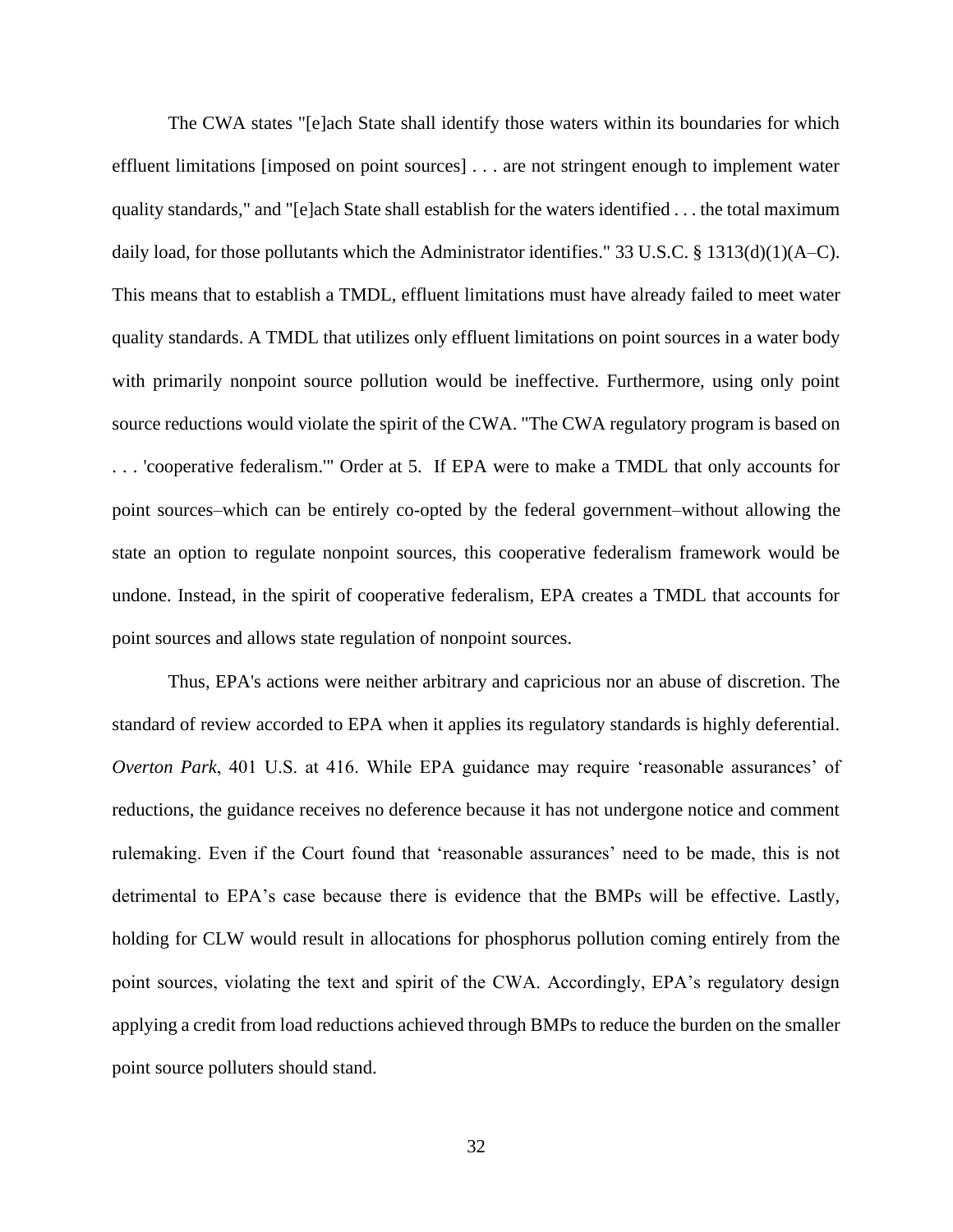The CWA states "[e]ach State shall identify those waters within its boundaries for which effluent limitations [imposed on point sources] . . . are not stringent enough to implement water quality standards," and "[e]ach State shall establish for the waters identified . . . the total maximum daily load, for those pollutants which the Administrator identifies." 33 U.S.C. § 1313(d)(1)(A–C). This means that to establish a TMDL, effluent limitations must have already failed to meet water quality standards. A TMDL that utilizes only effluent limitations on point sources in a water body with primarily nonpoint source pollution would be ineffective. Furthermore, using only point source reductions would violate the spirit of the CWA. "The CWA regulatory program is based on . . . 'cooperative federalism.'" Order at 5. If EPA were to make a TMDL that only accounts for point sources–which can be entirely co-opted by the federal government–without allowing the state an option to regulate nonpoint sources, this cooperative federalism framework would be undone. Instead, in the spirit of cooperative federalism, EPA creates a TMDL that accounts for point sources and allows state regulation of nonpoint sources.

Thus, EPA's actions were neither arbitrary and capricious nor an abuse of discretion. The standard of review accorded to EPA when it applies its regulatory standards is highly deferential. *Overton Park*, 401 U.S. at 416. While EPA guidance may require 'reasonable assurances' of reductions, the guidance receives no deference because it has not undergone notice and comment rulemaking. Even if the Court found that 'reasonable assurances' need to be made, this is not detrimental to EPA's case because there is evidence that the BMPs will be effective. Lastly, holding for CLW would result in allocations for phosphorus pollution coming entirely from the point sources, violating the text and spirit of the CWA. Accordingly, EPA's regulatory design applying a credit from load reductions achieved through BMPs to reduce the burden on the smaller point source polluters should stand.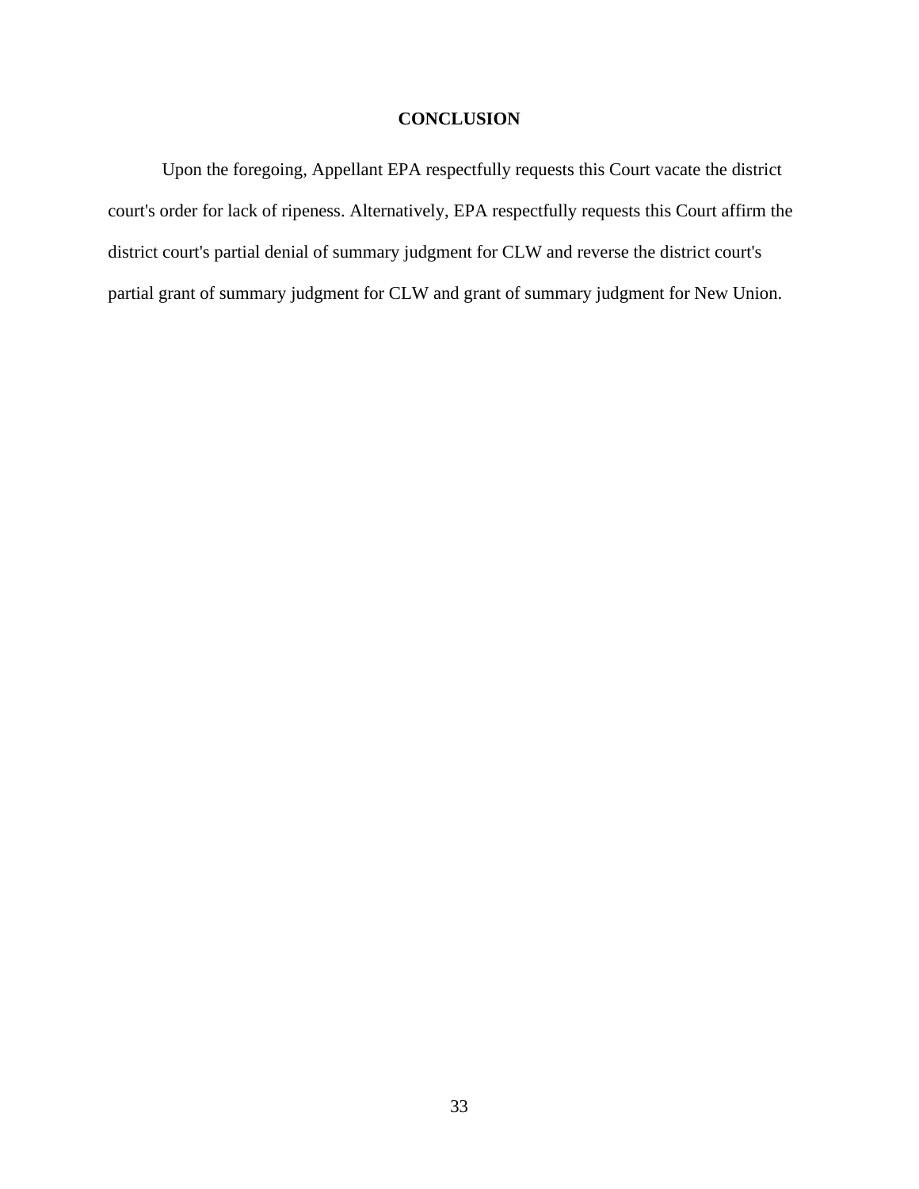## CONCLUSION

Upon the foregoing, Appellant EPA respectfully requests this Court vacate the district court's order for lack of ripeness. Alternatively, EPA respectfully requests this Court affirm the district court's partial denial of summary judgment for CLW and reverse the district court's partial grant of summary judgment for CLW and grant of summary judgment for New Union.